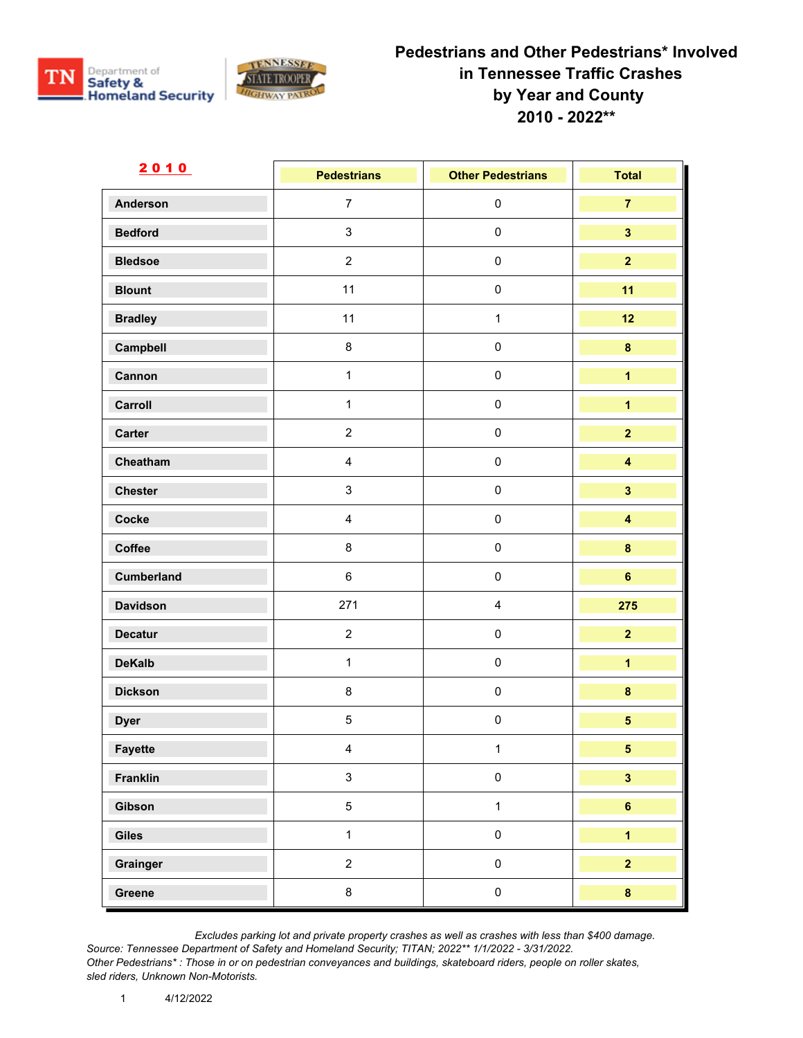# Pedestrians and Other Pedestrians* Involved in Tennessee Traffic Crashes by Year and County 2010 - 2022**

## 2010

| | Pedestrians | Other Pedestrians | Total |
|---|---|---|---|
| **Anderson** | 7 | 0 | **7** |
| **Bedford** | 3 | 0 | **3** |
| **Bledsoe** | 2 | 0 | **2** |
| **Blount** | 11 | 0 | **11** |
| **Bradley** | 11 | 1 | **12** |
| **Campbell** | 8 | 0 | **8** |
| **Cannon** | 1 | 0 | **1** |
| **Carroll** | 1 | 0 | **1** |
| **Carter** | 2 | 0 | **2** |
| **Cheatham** | 4 | 0 | **4** |
| **Chester** | 3 | 0 | **3** |
| **Cocke** | 4 | 0 | **4** |
| **Coffee** | 8 | 0 | **8** |
| **Cumberland** | 6 | 0 | **6** |
| **Davidson** | 271 | 4 | **275** |
| **Decatur** | 2 | 0 | **2** |
| **DeKalb** | 1 | 0 | **1** |
| **Dickson** | 8 | 0 | **8** |
| **Dyer** | 5 | 0 | **5** |
| **Fayette** | 4 | 1 | **5** |
| **Franklin** | 3 | 0 | **3** |
| **Gibson** | 5 | 1 | **6** |
| **Giles** | 1 | 0 | **1** |
| **Grainger** | 2 | 0 | **2** |
| **Greene** | 8 | 0 | **8** |

*Excludes parking lot and private property crashes as well as crashes with less than $400 damage.*
*Source: Tennessee Department of Safety and Homeland Security; TITAN; 2022** 1/1/2022 - 3/31/2022.*
*Other Pedestrians* : Those in or on pedestrian conveyances and buildings, skateboard riders, people on roller skates, sled riders, Unknown Non-Motorists.*

4/12/2022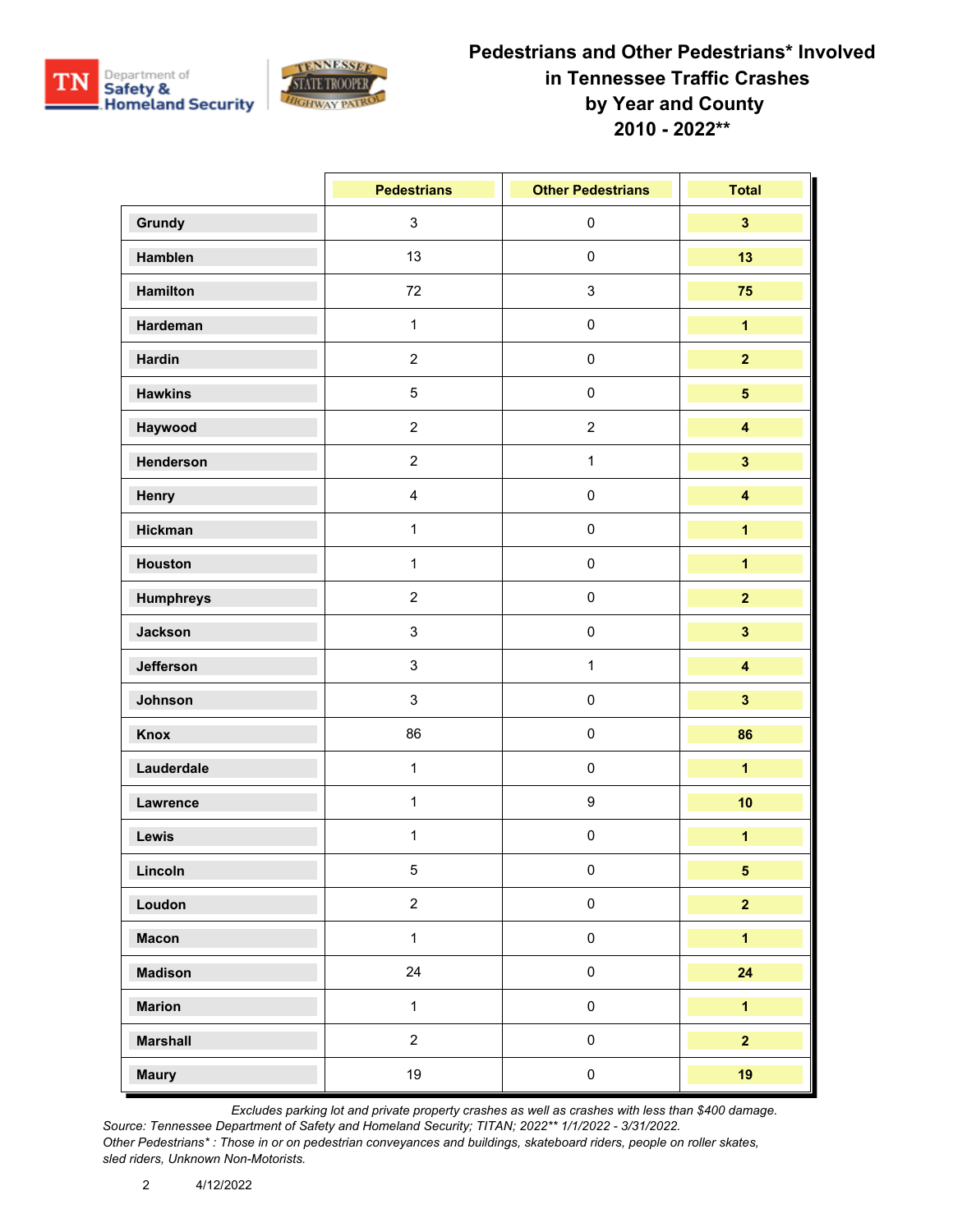# Pedestrians and Other Pedestrians* Involved in Tennessee Traffic Crashes by Year and County 2010 - 2022**

| | Pedestrians | Other Pedestrians | Total |
|---|---|---|---|
| **Grundy** | 3 | 0 | **3** |
| **Hamblen** | 13 | 0 | **13** |
| **Hamilton** | 72 | 3 | **75** |
| **Hardeman** | 1 | 0 | **1** |
| **Hardin** | 2 | 0 | **2** |
| **Hawkins** | 5 | 0 | **5** |
| **Haywood** | 2 | 2 | **4** |
| **Henderson** | 2 | 1 | **3** |
| **Henry** | 4 | 0 | **4** |
| **Hickman** | 1 | 0 | **1** |
| **Houston** | 1 | 0 | **1** |
| **Humphreys** | 2 | 0 | **2** |
| **Jackson** | 3 | 0 | **3** |
| **Jefferson** | 3 | 1 | **4** |
| **Johnson** | 3 | 0 | **3** |
| **Knox** | 86 | 0 | **86** |
| **Lauderdale** | 1 | 0 | **1** |
| **Lawrence** | 1 | 9 | **10** |
| **Lewis** | 1 | 0 | **1** |
| **Lincoln** | 5 | 0 | **5** |
| **Loudon** | 2 | 0 | **2** |
| **Macon** | 1 | 0 | **1** |
| **Madison** | 24 | 0 | **24** |
| **Marion** | 1 | 0 | **1** |
| **Marshall** | 2 | 0 | **2** |
| **Maury** | 19 | 0 | **19** |

*Excludes parking lot and private property crashes as well as crashes with less than $400 damage.*

*Source: Tennessee Department of Safety and Homeland Security; TITAN; 2022** 1/1/2022 - 3/31/2022.*

*Other Pedestrians* : Those in or on pedestrian conveyances and buildings, skateboard riders, people on roller skates, sled riders, Unknown Non-Motorists.*

4/12/2022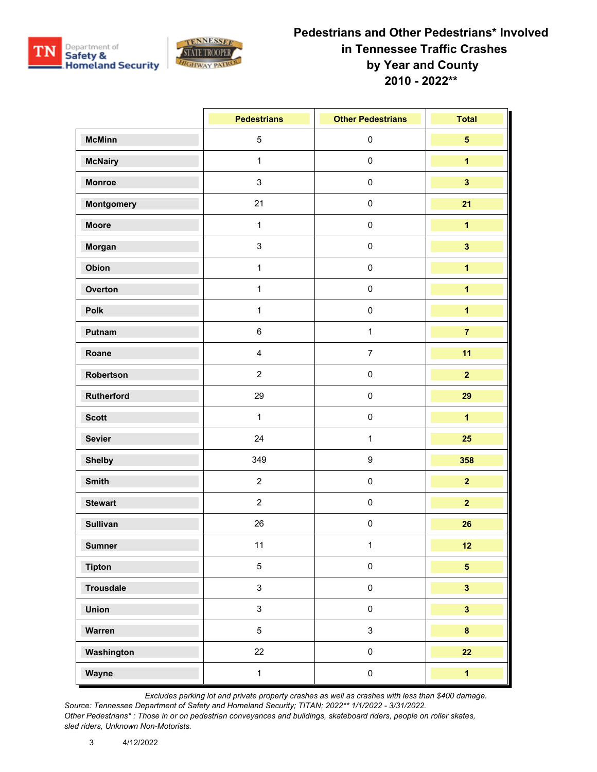# Pedestrians and Other Pedestrians* Involved in Tennessee Traffic Crashes by Year and County 2010 - 2022**

| | Pedestrians | Other Pedestrians | Total |
|---|---|---|---|
| **McMinn** | 5 | 0 | **5** |
| **McNairy** | 1 | 0 | **1** |
| **Monroe** | 3 | 0 | **3** |
| **Montgomery** | 21 | 0 | **21** |
| **Moore** | 1 | 0 | **1** |
| **Morgan** | 3 | 0 | **3** |
| **Obion** | 1 | 0 | **1** |
| **Overton** | 1 | 0 | **1** |
| **Polk** | 1 | 0 | **1** |
| **Putnam** | 6 | 1 | **7** |
| **Roane** | 4 | 7 | **11** |
| **Robertson** | 2 | 0 | **2** |
| **Rutherford** | 29 | 0 | **29** |
| **Scott** | 1 | 0 | **1** |
| **Sevier** | 24 | 1 | **25** |
| **Shelby** | 349 | 9 | **358** |
| **Smith** | 2 | 0 | **2** |
| **Stewart** | 2 | 0 | **2** |
| **Sullivan** | 26 | 0 | **26** |
| **Sumner** | 11 | 1 | **12** |
| **Tipton** | 5 | 0 | **5** |
| **Trousdale** | 3 | 0 | **3** |
| **Union** | 3 | 0 | **3** |
| **Warren** | 5 | 3 | **8** |
| **Washington** | 22 | 0 | **22** |
| **Wayne** | 1 | 0 | **1** |

*Excludes parking lot and private property crashes as well as crashes with less than $400 damage.*
*Source: Tennessee Department of Safety and Homeland Security; TITAN; 2022** 1/1/2022 - 3/31/2022.*
*Other Pedestrians* : Those in or on pedestrian conveyances and buildings, skateboard riders, people on roller skates, sled riders, Unknown Non-Motorists.*

4/12/2022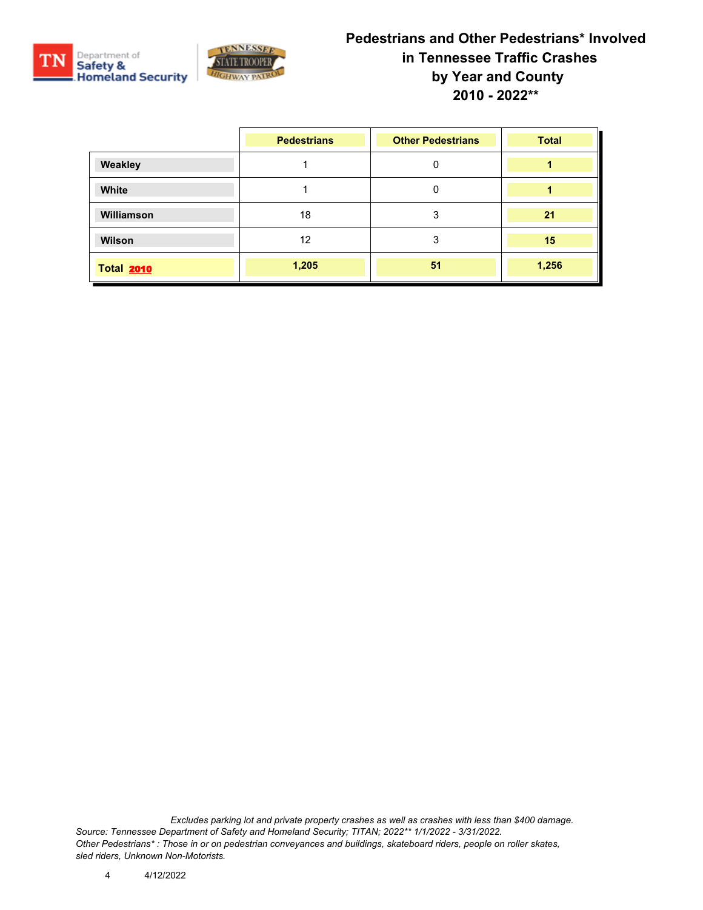# Pedestrians and Other Pedestrians* Involved in Tennessee Traffic Crashes by Year and County 2010 - 2022**

| | Pedestrians | Other Pedestrians | Total |
|---|---|---|---|
| Weakley | 1 | 0 | 1 |
| White | 1 | 0 | 1 |
| Williamson | 18 | 3 | 21 |
| Wilson | 12 | 3 | 15 |
| Total 2010 | 1,205 | 51 | 1,256 |

*Excludes parking lot and private property crashes as well as crashes with less than $400 damage.*
*Source: Tennessee Department of Safety and Homeland Security; TITAN; 2022** 1/1/2022 - 3/31/2022.*
*Other Pedestrians* : Those in or on pedestrian conveyances and buildings, skateboard riders, people on roller skates, sled riders, Unknown Non-Motorists.*

4/12/2022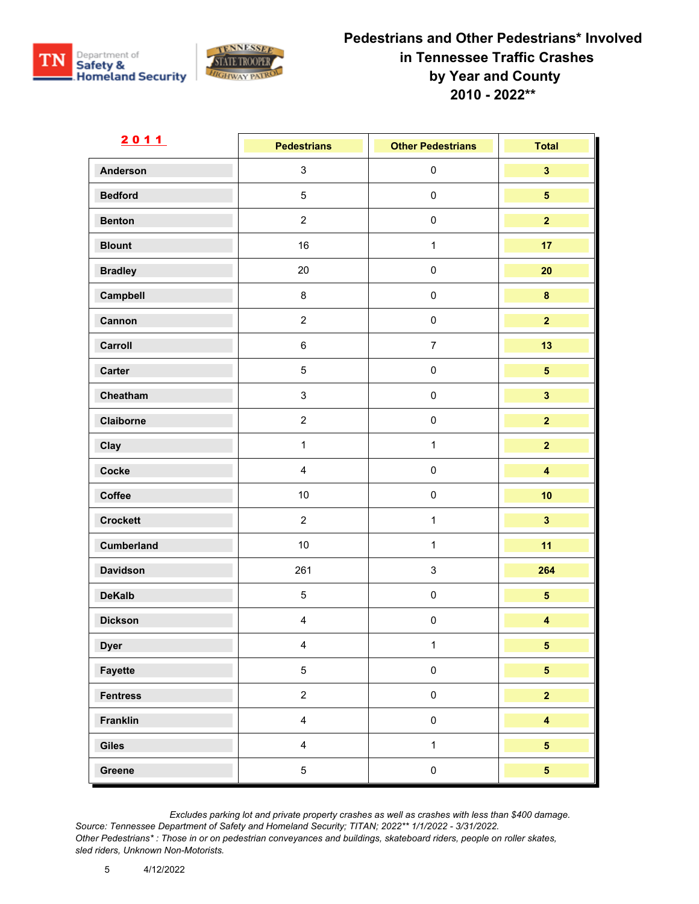# Pedestrians and Other Pedestrians* Involved in Tennessee Traffic Crashes by Year and County 2010 - 2022**

| 2011 | Pedestrians | Other Pedestrians | Total |
|---|---|---|---|
| Anderson | 3 | 0 | 3 |
| Bedford | 5 | 0 | 5 |
| Benton | 2 | 0 | 2 |
| Blount | 16 | 1 | 17 |
| Bradley | 20 | 0 | 20 |
| Campbell | 8 | 0 | 8 |
| Cannon | 2 | 0 | 2 |
| Carroll | 6 | 7 | 13 |
| Carter | 5 | 0 | 5 |
| Cheatham | 3 | 0 | 3 |
| Claiborne | 2 | 0 | 2 |
| Clay | 1 | 1 | 2 |
| Cocke | 4 | 0 | 4 |
| Coffee | 10 | 0 | 10 |
| Crockett | 2 | 1 | 3 |
| Cumberland | 10 | 1 | 11 |
| Davidson | 261 | 3 | 264 |
| DeKalb | 5 | 0 | 5 |
| Dickson | 4 | 0 | 4 |
| Dyer | 4 | 1 | 5 |
| Fayette | 5 | 0 | 5 |
| Fentress | 2 | 0 | 2 |
| Franklin | 4 | 0 | 4 |
| Giles | 4 | 1 | 5 |
| Greene | 5 | 0 | 5 |

*Excludes parking lot and private property crashes as well as crashes with less than $400 damage.*
*Source: Tennessee Department of Safety and Homeland Security; TITAN; 2022** 1/1/2022 - 3/31/2022.*
*Other Pedestrians* : Those in or on pedestrian conveyances and buildings, skateboard riders, people on roller skates, sled riders, Unknown Non-Motorists.*

4/12/2022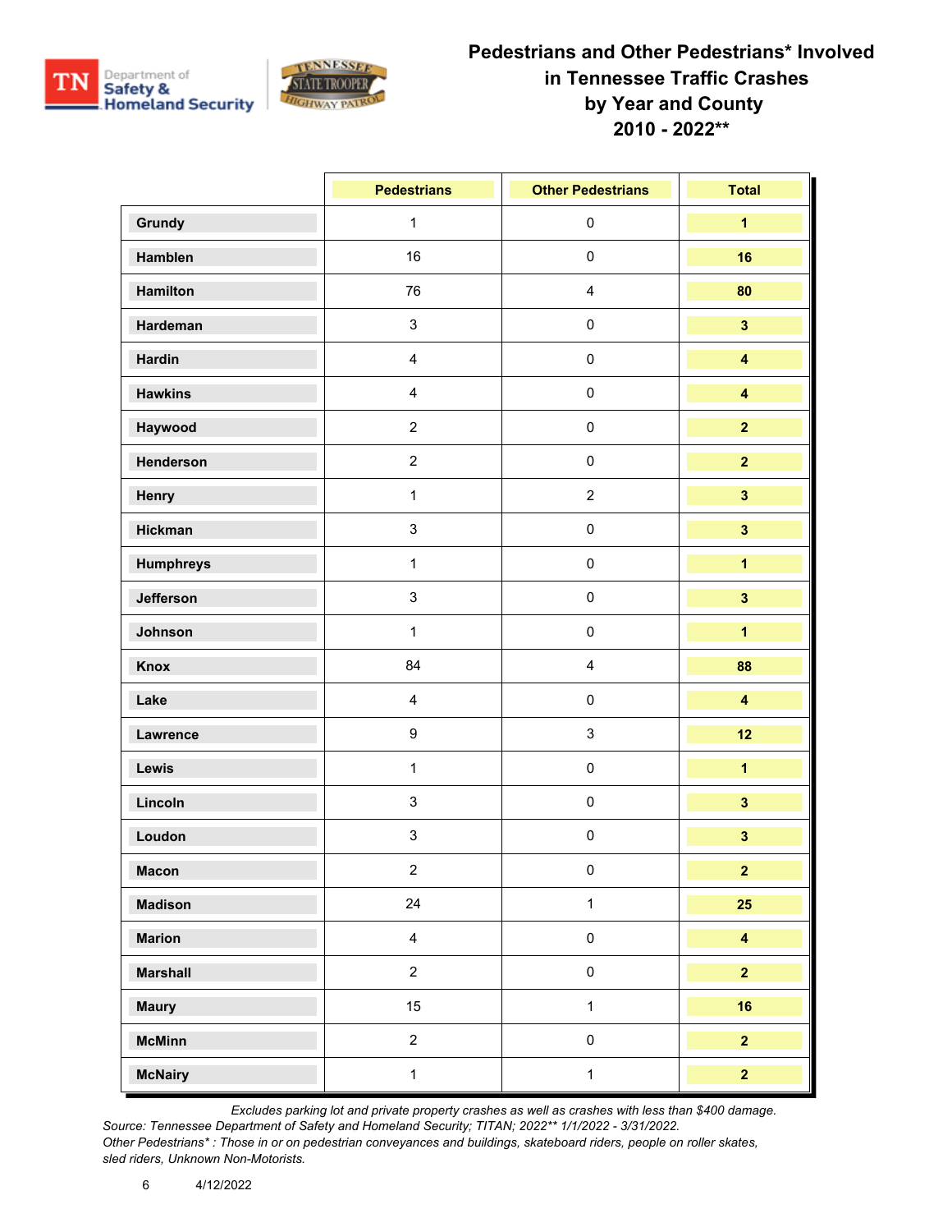# Pedestrians and Other Pedestrians* Involved in Tennessee Traffic Crashes by Year and County 2010 - 2022**

| | Pedestrians | Other Pedestrians | Total |
|---|---|---|---|
| Grundy | 1 | 0 | 1 |
| Hamblen | 16 | 0 | 16 |
| Hamilton | 76 | 4 | 80 |
| Hardeman | 3 | 0 | 3 |
| Hardin | 4 | 0 | 4 |
| Hawkins | 4 | 0 | 4 |
| Haywood | 2 | 0 | 2 |
| Henderson | 2 | 0 | 2 |
| Henry | 1 | 2 | 3 |
| Hickman | 3 | 0 | 3 |
| Humphreys | 1 | 0 | 1 |
| Jefferson | 3 | 0 | 3 |
| Johnson | 1 | 0 | 1 |
| Knox | 84 | 4 | 88 |
| Lake | 4 | 0 | 4 |
| Lawrence | 9 | 3 | 12 |
| Lewis | 1 | 0 | 1 |
| Lincoln | 3 | 0 | 3 |
| Loudon | 3 | 0 | 3 |
| Macon | 2 | 0 | 2 |
| Madison | 24 | 1 | 25 |
| Marion | 4 | 0 | 4 |
| Marshall | 2 | 0 | 2 |
| Maury | 15 | 1 | 16 |
| McMinn | 2 | 0 | 2 |
| McNairy | 1 | 1 | 2 |

*Excludes parking lot and private property crashes as well as crashes with less than $400 damage.*
*Source: Tennessee Department of Safety and Homeland Security; TITAN; 2022** 1/1/2022 - 3/31/2022.*
*Other Pedestrians* : Those in or on pedestrian conveyances and buildings, skateboard riders, people on roller skates, sled riders, Unknown Non-Motorists.*

4/12/2022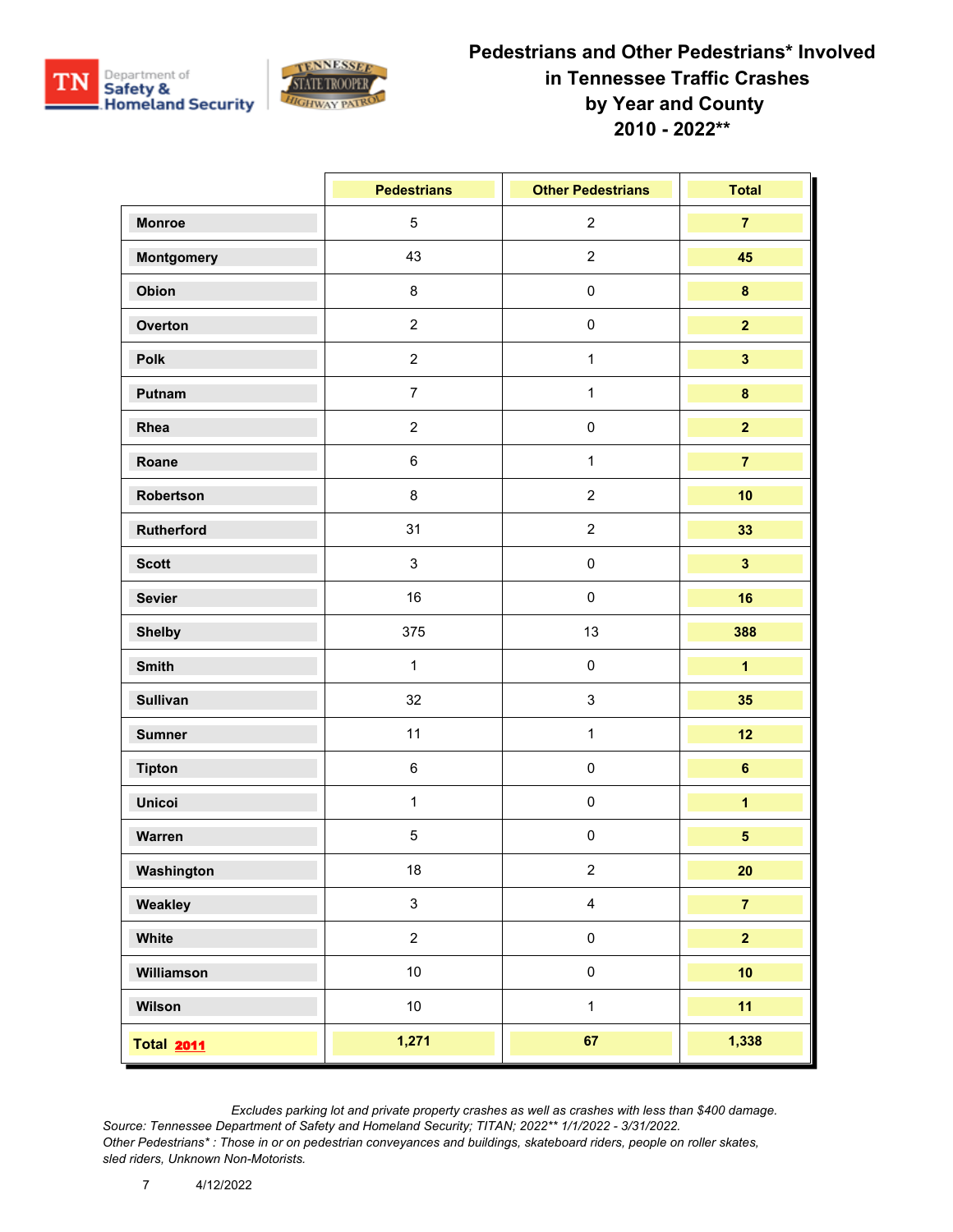# Pedestrians and Other Pedestrians* Involved in Tennessee Traffic Crashes by Year and County 2010 - 2022**

| | Pedestrians | Other Pedestrians | Total |
|---|---|---|---|
| Monroe | 5 | 2 | 7 |
| Montgomery | 43 | 2 | 45 |
| Obion | 8 | 0 | 8 |
| Overton | 2 | 0 | 2 |
| Polk | 2 | 1 | 3 |
| Putnam | 7 | 1 | 8 |
| Rhea | 2 | 0 | 2 |
| Roane | 6 | 1 | 7 |
| Robertson | 8 | 2 | 10 |
| Rutherford | 31 | 2 | 33 |
| Scott | 3 | 0 | 3 |
| Sevier | 16 | 0 | 16 |
| Shelby | 375 | 13 | 388 |
| Smith | 1 | 0 | 1 |
| Sullivan | 32 | 3 | 35 |
| Sumner | 11 | 1 | 12 |
| Tipton | 6 | 0 | 6 |
| Unicoi | 1 | 0 | 1 |
| Warren | 5 | 0 | 5 |
| Washington | 18 | 2 | 20 |
| Weakley | 3 | 4 | 7 |
| White | 2 | 0 | 2 |
| Williamson | 10 | 0 | 10 |
| Wilson | 10 | 1 | 11 |
| **Total 2011** | **1,271** | **67** | **1,338** |

*Excludes parking lot and private property crashes as well as crashes with less than $400 damage.*
*Source: Tennessee Department of Safety and Homeland Security; TITAN; 2022** 1/1/2022 - 3/31/2022.*
*Other Pedestrians* : Those in or on pedestrian conveyances and buildings, skateboard riders, people on roller skates, sled riders, Unknown Non-Motorists.*

4/12/2022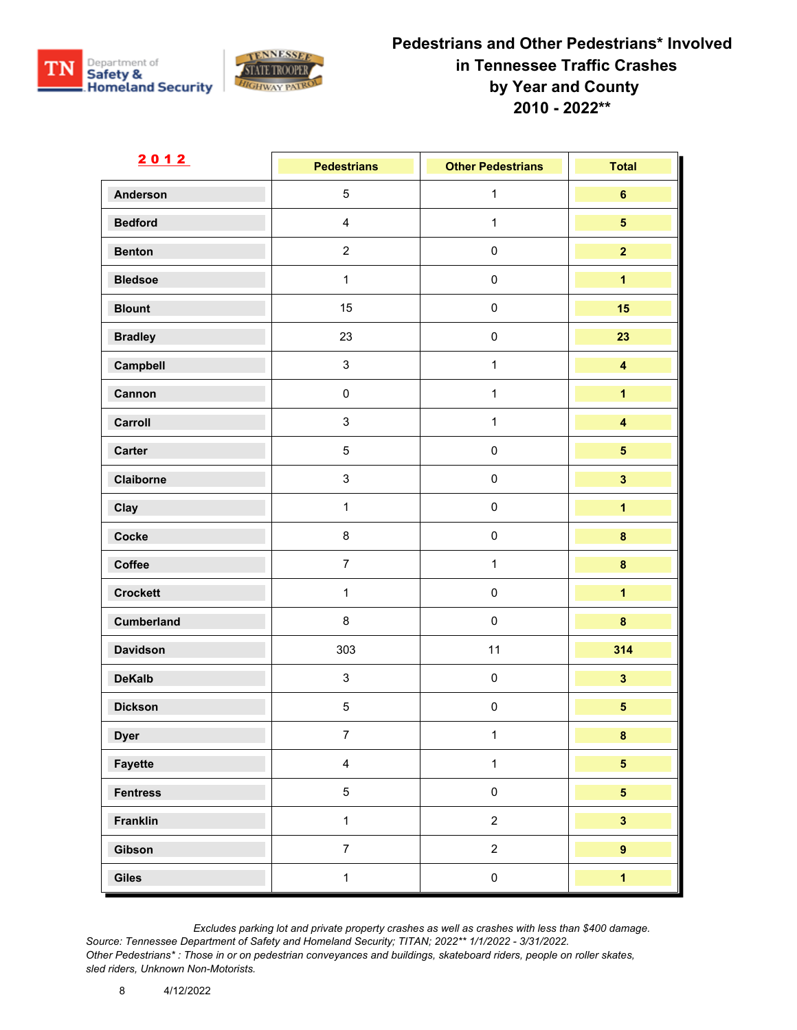# Pedestrians and Other Pedestrians* Involved in Tennessee Traffic Crashes by Year and County 2010 - 2022**

| 2012 | Pedestrians | Other Pedestrians | Total |
|---|---|---|---|
| Anderson | 5 | 1 | 6 |
| Bedford | 4 | 1 | 5 |
| Benton | 2 | 0 | 2 |
| Bledsoe | 1 | 0 | 1 |
| Blount | 15 | 0 | 15 |
| Bradley | 23 | 0 | 23 |
| Campbell | 3 | 1 | 4 |
| Cannon | 0 | 1 | 1 |
| Carroll | 3 | 1 | 4 |
| Carter | 5 | 0 | 5 |
| Claiborne | 3 | 0 | 3 |
| Clay | 1 | 0 | 1 |
| Cocke | 8 | 0 | 8 |
| Coffee | 7 | 1 | 8 |
| Crockett | 1 | 0 | 1 |
| Cumberland | 8 | 0 | 8 |
| Davidson | 303 | 11 | 314 |
| DeKalb | 3 | 0 | 3 |
| Dickson | 5 | 0 | 5 |
| Dyer | 7 | 1 | 8 |
| Fayette | 4 | 1 | 5 |
| Fentress | 5 | 0 | 5 |
| Franklin | 1 | 2 | 3 |
| Gibson | 7 | 2 | 9 |
| Giles | 1 | 0 | 1 |

*Excludes parking lot and private property crashes as well as crashes with less than $400 damage.*
*Source: Tennessee Department of Safety and Homeland Security; TITAN; 2022** 1/1/2022 - 3/31/2022.*
*Other Pedestrians* : Those in or on pedestrian conveyances and buildings, skateboard riders, people on roller skates, sled riders, Unknown Non-Motorists.*

4/12/2022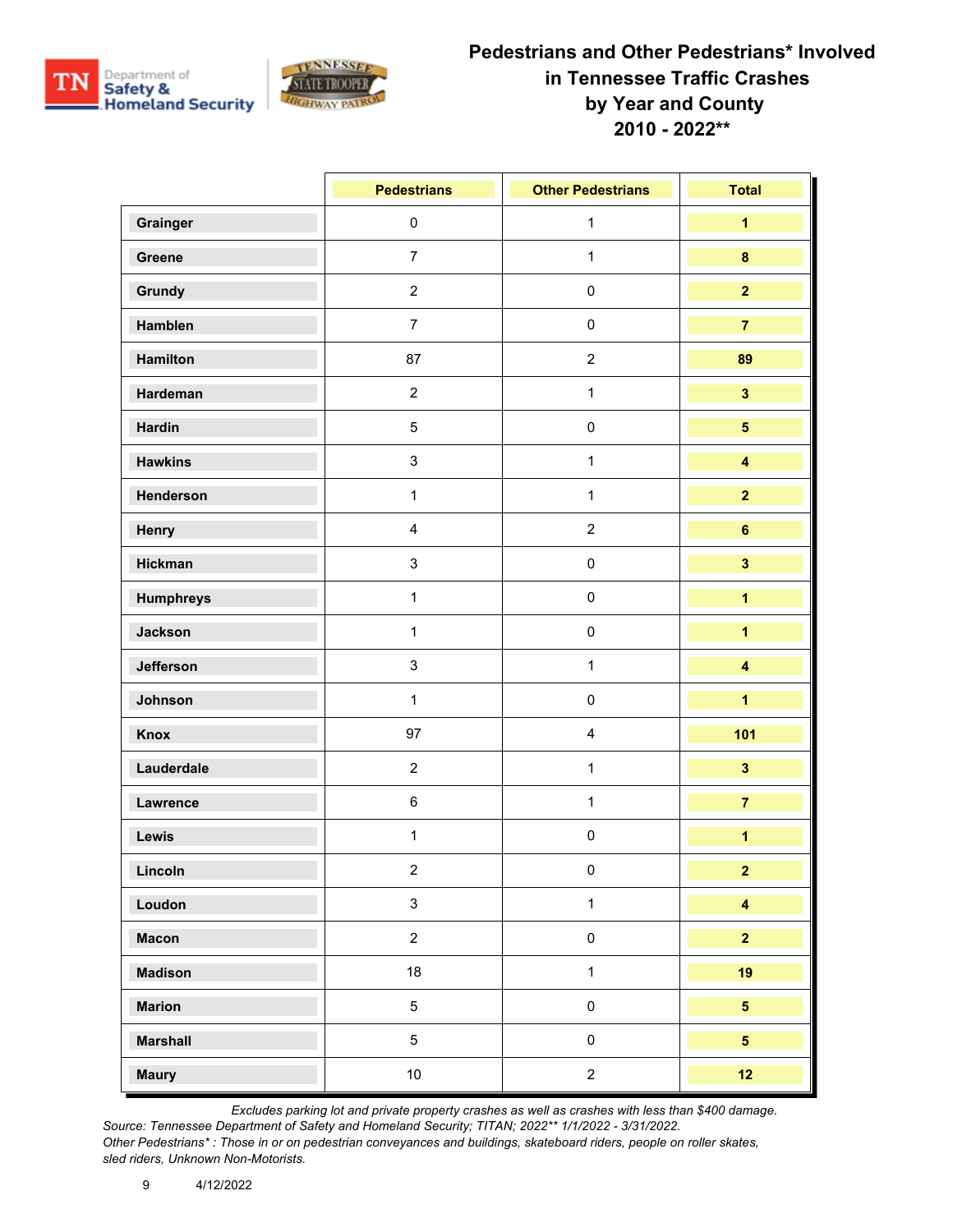# Pedestrians and Other Pedestrians* Involved in Tennessee Traffic Crashes by Year and County 2010 - 2022**

| | Pedestrians | Other Pedestrians | Total |
|---|---|---|---|
| Grainger | 0 | 1 | **1** |
| Greene | 7 | 1 | **8** |
| Grundy | 2 | 0 | **2** |
| Hamblen | 7 | 0 | **7** |
| Hamilton | 87 | 2 | **89** |
| Hardeman | 2 | 1 | **3** |
| Hardin | 5 | 0 | **5** |
| Hawkins | 3 | 1 | **4** |
| Henderson | 1 | 1 | **2** |
| Henry | 4 | 2 | **6** |
| Hickman | 3 | 0 | **3** |
| Humphreys | 1 | 0 | **1** |
| Jackson | 1 | 0 | **1** |
| Jefferson | 3 | 1 | **4** |
| Johnson | 1 | 0 | **1** |
| Knox | 97 | 4 | **101** |
| Lauderdale | 2 | 1 | **3** |
| Lawrence | 6 | 1 | **7** |
| Lewis | 1 | 0 | **1** |
| Lincoln | 2 | 0 | **2** |
| Loudon | 3 | 1 | **4** |
| Macon | 2 | 0 | **2** |
| Madison | 18 | 1 | **19** |
| Marion | 5 | 0 | **5** |
| Marshall | 5 | 0 | **5** |
| Maury | 10 | 2 | **12** |

*Excludes parking lot and private property crashes as well as crashes with less than $400 damage.*

*Source: Tennessee Department of Safety and Homeland Security; TITAN; 2022** 1/1/2022 - 3/31/2022.*

*Other Pedestrians* : Those in or on pedestrian conveyances and buildings, skateboard riders, people on roller skates, sled riders, Unknown Non-Motorists.*

4/12/2022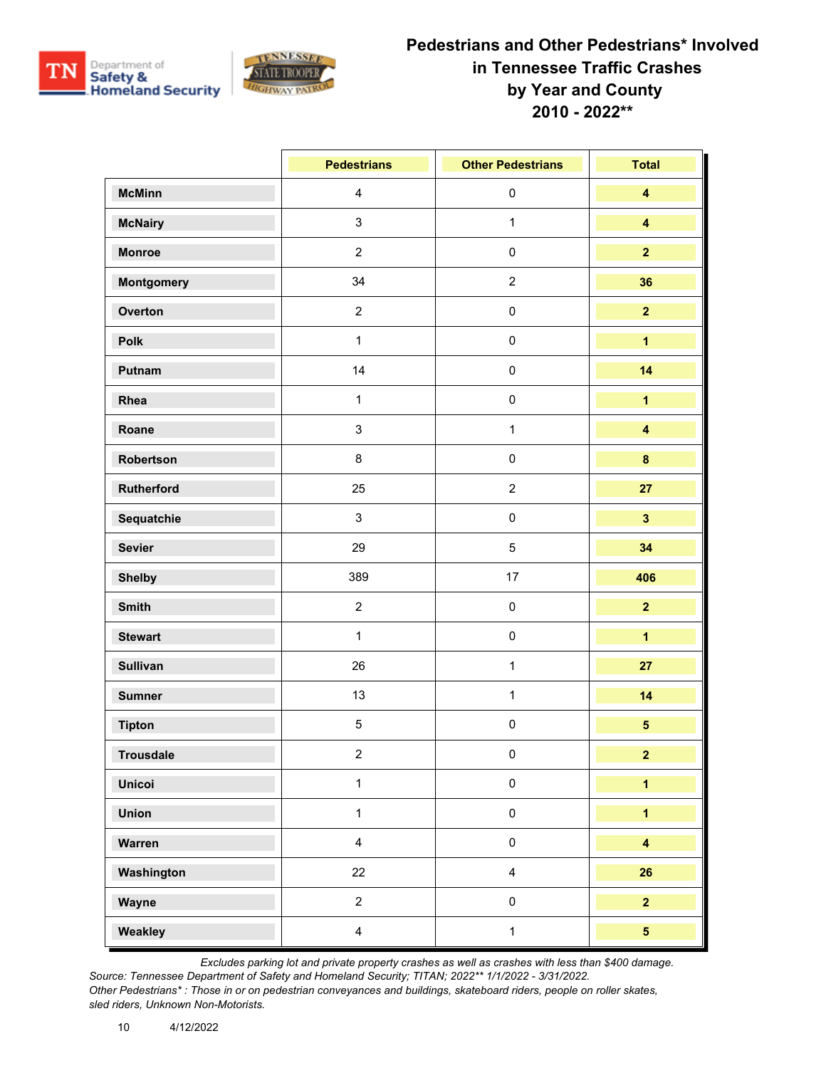# Pedestrians and Other Pedestrians* Involved in Tennessee Traffic Crashes by Year and County 2010 - 2022**

| | Pedestrians | Other Pedestrians | Total |
|---|---|---|---|
| McMinn | 4 | 0 | **4** |
| McNairy | 3 | 1 | **4** |
| Monroe | 2 | 0 | **2** |
| Montgomery | 34 | 2 | **36** |
| Overton | 2 | 0 | **2** |
| Polk | 1 | 0 | **1** |
| Putnam | 14 | 0 | **14** |
| Rhea | 1 | 0 | **1** |
| Roane | 3 | 1 | **4** |
| Robertson | 8 | 0 | **8** |
| Rutherford | 25 | 2 | **27** |
| Sequatchie | 3 | 0 | **3** |
| Sevier | 29 | 5 | **34** |
| Shelby | 389 | 17 | **406** |
| Smith | 2 | 0 | **2** |
| Stewart | 1 | 0 | **1** |
| Sullivan | 26 | 1 | **27** |
| Sumner | 13 | 1 | **14** |
| Tipton | 5 | 0 | **5** |
| Trousdale | 2 | 0 | **2** |
| Unicoi | 1 | 0 | **1** |
| Union | 1 | 0 | **1** |
| Warren | 4 | 0 | **4** |
| Washington | 22 | 4 | **26** |
| Wayne | 2 | 0 | **2** |
| Weakley | 4 | 1 | **5** |

*Excludes parking lot and private property crashes as well as crashes with less than $400 damage.*

*Source: Tennessee Department of Safety and Homeland Security; TITAN; 2022** 1/1/2022 - 3/31/2022.*

*Other Pedestrians* : Those in or on pedestrian conveyances and buildings, skateboard riders, people on roller skates, sled riders, Unknown Non-Motorists.*

4/12/2022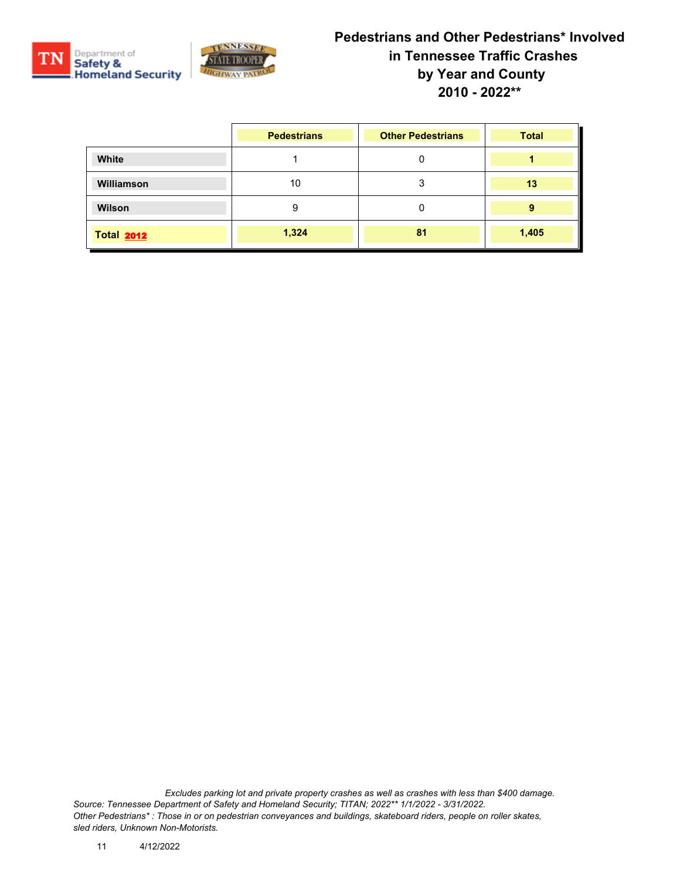# Pedestrians and Other Pedestrians* Involved in Tennessee Traffic Crashes by Year and County 2010 - 2022**

| | Pedestrians | Other Pedestrians | Total |
|---|---|---|---|
| White | 1 | 0 | 1 |
| Williamson | 10 | 3 | 13 |
| Wilson | 9 | 0 | 9 |
| Total 2012 | 1,324 | 81 | 1,405 |

*Excludes parking lot and private property crashes as well as crashes with less than $400 damage.*
*Source: Tennessee Department of Safety and Homeland Security; TITAN; 2022** 1/1/2022 - 3/31/2022.*
*Other Pedestrians* : Those in or on pedestrian conveyances and buildings, skateboard riders, people on roller skates, sled riders, Unknown Non-Motorists.*

4/12/2022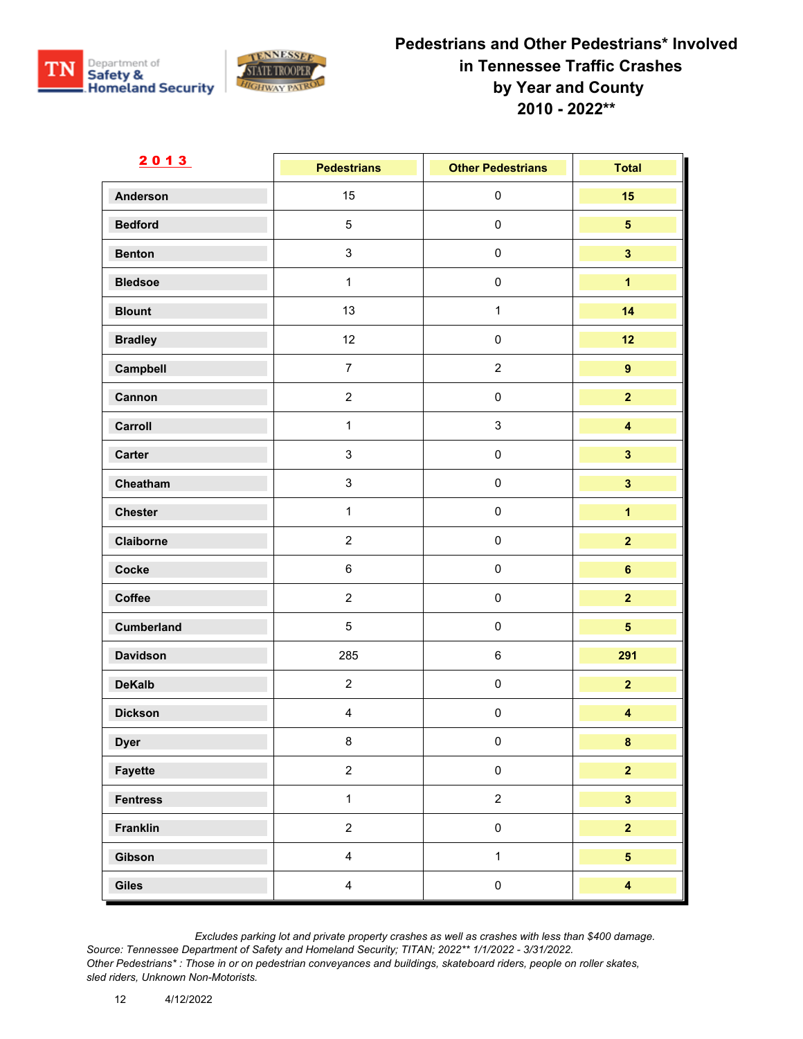# Pedestrians and Other Pedestrians* Involved in Tennessee Traffic Crashes by Year and County 2010 - 2022**

| 2013 | Pedestrians | Other Pedestrians | Total |
|---|---|---|---|
| Anderson | 15 | 0 | 15 |
| Bedford | 5 | 0 | 5 |
| Benton | 3 | 0 | 3 |
| Bledsoe | 1 | 0 | 1 |
| Blount | 13 | 1 | 14 |
| Bradley | 12 | 0 | 12 |
| Campbell | 7 | 2 | 9 |
| Cannon | 2 | 0 | 2 |
| Carroll | 1 | 3 | 4 |
| Carter | 3 | 0 | 3 |
| Cheatham | 3 | 0 | 3 |
| Chester | 1 | 0 | 1 |
| Claiborne | 2 | 0 | 2 |
| Cocke | 6 | 0 | 6 |
| Coffee | 2 | 0 | 2 |
| Cumberland | 5 | 0 | 5 |
| Davidson | 285 | 6 | 291 |
| DeKalb | 2 | 0 | 2 |
| Dickson | 4 | 0 | 4 |
| Dyer | 8 | 0 | 8 |
| Fayette | 2 | 0 | 2 |
| Fentress | 1 | 2 | 3 |
| Franklin | 2 | 0 | 2 |
| Gibson | 4 | 1 | 5 |
| Giles | 4 | 0 | 4 |

*Excludes parking lot and private property crashes as well as crashes with less than $400 damage.*
*Source: Tennessee Department of Safety and Homeland Security; TITAN; 2022** 1/1/2022 - 3/31/2022.*
*Other Pedestrians* : Those in or on pedestrian conveyances and buildings, skateboard riders, people on roller skates, sled riders, Unknown Non-Motorists.*

4/12/2022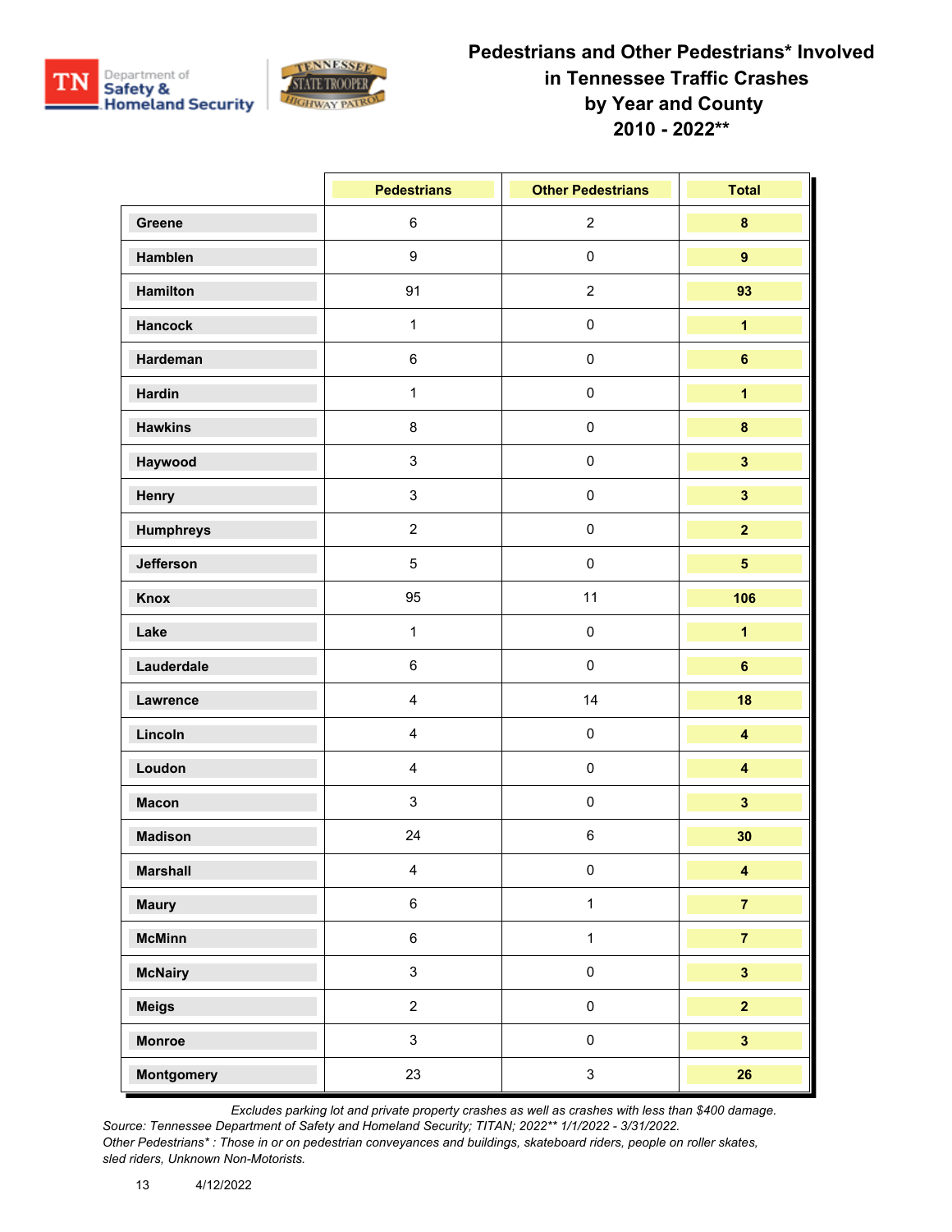# Pedestrians and Other Pedestrians* Involved in Tennessee Traffic Crashes by Year and County 2010 - 2022**

| | Pedestrians | Other Pedestrians | Total |
|---|---|---|---|
| Greene | 6 | 2 | 8 |
| Hamblen | 9 | 0 | 9 |
| Hamilton | 91 | 2 | 93 |
| Hancock | 1 | 0 | 1 |
| Hardeman | 6 | 0 | 6 |
| Hardin | 1 | 0 | 1 |
| Hawkins | 8 | 0 | 8 |
| Haywood | 3 | 0 | 3 |
| Henry | 3 | 0 | 3 |
| Humphreys | 2 | 0 | 2 |
| Jefferson | 5 | 0 | 5 |
| Knox | 95 | 11 | 106 |
| Lake | 1 | 0 | 1 |
| Lauderdale | 6 | 0 | 6 |
| Lawrence | 4 | 14 | 18 |
| Lincoln | 4 | 0 | 4 |
| Loudon | 4 | 0 | 4 |
| Macon | 3 | 0 | 3 |
| Madison | 24 | 6 | 30 |
| Marshall | 4 | 0 | 4 |
| Maury | 6 | 1 | 7 |
| McMinn | 6 | 1 | 7 |
| McNairy | 3 | 0 | 3 |
| Meigs | 2 | 0 | 2 |
| Monroe | 3 | 0 | 3 |
| Montgomery | 23 | 3 | 26 |

*Excludes parking lot and private property crashes as well as crashes with less than $400 damage.*
*Source: Tennessee Department of Safety and Homeland Security; TITAN; 2022** 1/1/2022 - 3/31/2022.*
*Other Pedestrians* : Those in or on pedestrian conveyances and buildings, skateboard riders, people on roller skates, sled riders, Unknown Non-Motorists.*

4/12/2022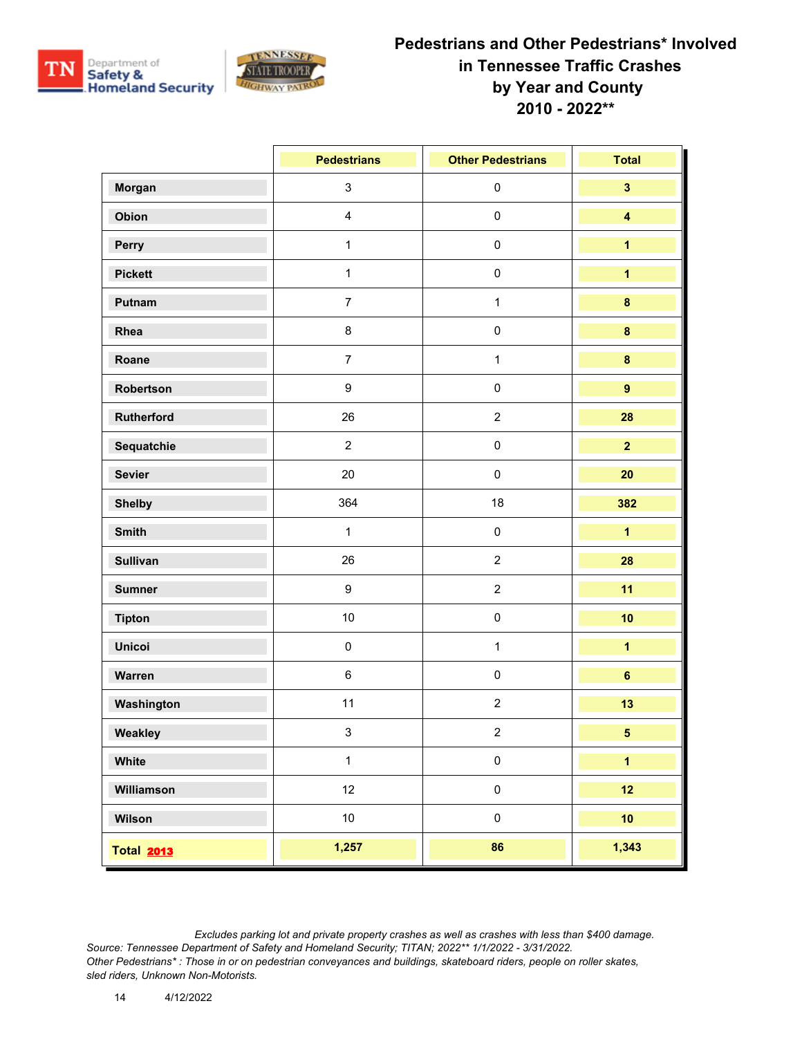# Pedestrians and Other Pedestrians* Involved in Tennessee Traffic Crashes by Year and County 2010 - 2022**

| | Pedestrians | Other Pedestrians | Total |
|---|---|---|---|
| Morgan | 3 | 0 | **3** |
| Obion | 4 | 0 | **4** |
| Perry | 1 | 0 | **1** |
| Pickett | 1 | 0 | **1** |
| Putnam | 7 | 1 | **8** |
| Rhea | 8 | 0 | **8** |
| Roane | 7 | 1 | **8** |
| Robertson | 9 | 0 | **9** |
| Rutherford | 26 | 2 | **28** |
| Sequatchie | 2 | 0 | **2** |
| Sevier | 20 | 0 | **20** |
| Shelby | 364 | 18 | **382** |
| Smith | 1 | 0 | **1** |
| Sullivan | 26 | 2 | **28** |
| Sumner | 9 | 2 | **11** |
| Tipton | 10 | 0 | **10** |
| Unicoi | 0 | 1 | **1** |
| Warren | 6 | 0 | **6** |
| Washington | 11 | 2 | **13** |
| Weakley | 3 | 2 | **5** |
| White | 1 | 0 | **1** |
| Williamson | 12 | 0 | **12** |
| Wilson | 10 | 0 | **10** |
| **Total 2013** | **1,257** | **86** | **1,343** |

*Excludes parking lot and private property crashes as well as crashes with less than $400 damage.*
*Source: Tennessee Department of Safety and Homeland Security; TITAN; 2022** 1/1/2022 - 3/31/2022.*
*Other Pedestrians* : Those in or on pedestrian conveyances and buildings, skateboard riders, people on roller skates, sled riders, Unknown Non-Motorists.*

4/12/2022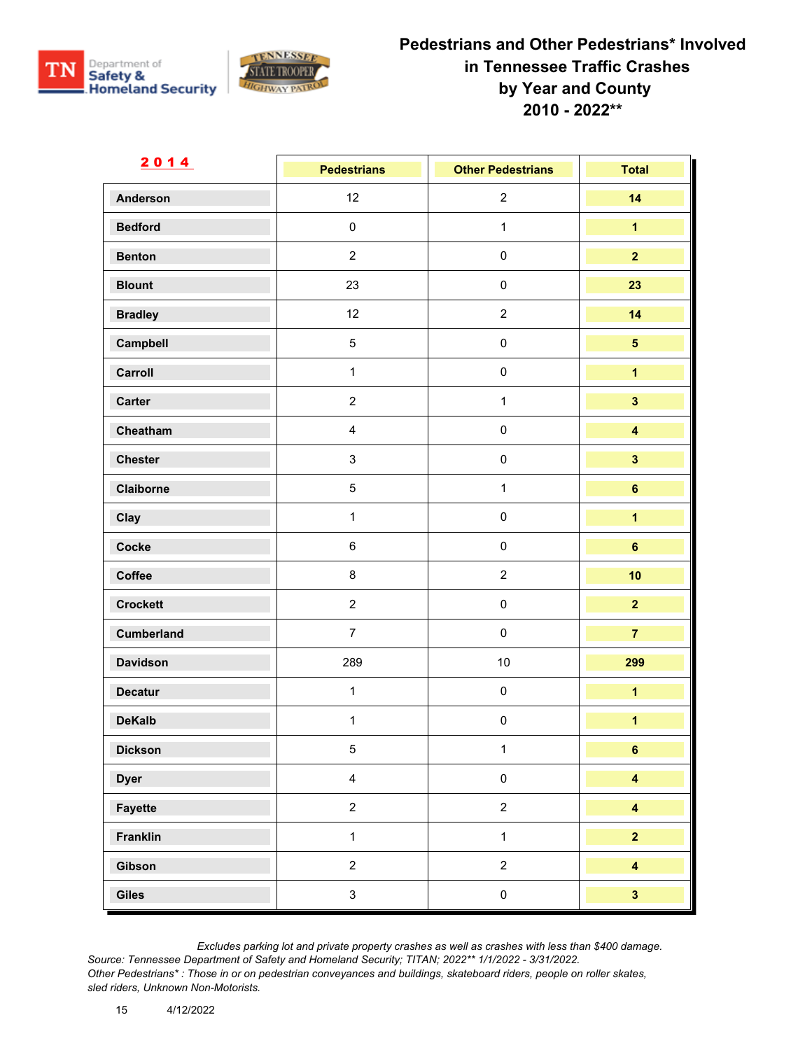# Pedestrians and Other Pedestrians* Involved in Tennessee Traffic Crashes by Year and County 2010 - 2022**

| 2014 | Pedestrians | Other Pedestrians | Total |
|---|---|---|---|
| Anderson | 12 | 2 | 14 |
| Bedford | 0 | 1 | 1 |
| Benton | 2 | 0 | 2 |
| Blount | 23 | 0 | 23 |
| Bradley | 12 | 2 | 14 |
| Campbell | 5 | 0 | 5 |
| Carroll | 1 | 0 | 1 |
| Carter | 2 | 1 | 3 |
| Cheatham | 4 | 0 | 4 |
| Chester | 3 | 0 | 3 |
| Claiborne | 5 | 1 | 6 |
| Clay | 1 | 0 | 1 |
| Cocke | 6 | 0 | 6 |
| Coffee | 8 | 2 | 10 |
| Crockett | 2 | 0 | 2 |
| Cumberland | 7 | 0 | 7 |
| Davidson | 289 | 10 | 299 |
| Decatur | 1 | 0 | 1 |
| DeKalb | 1 | 0 | 1 |
| Dickson | 5 | 1 | 6 |
| Dyer | 4 | 0 | 4 |
| Fayette | 2 | 2 | 4 |
| Franklin | 1 | 1 | 2 |
| Gibson | 2 | 2 | 4 |
| Giles | 3 | 0 | 3 |

*Excludes parking lot and private property crashes as well as crashes with less than $400 damage.*
*Source: Tennessee Department of Safety and Homeland Security; TITAN; 2022** 1/1/2022 - 3/31/2022.*
*Other Pedestrians* : Those in or on pedestrian conveyances and buildings, skateboard riders, people on roller skates, sled riders, Unknown Non-Motorists.*

4/12/2022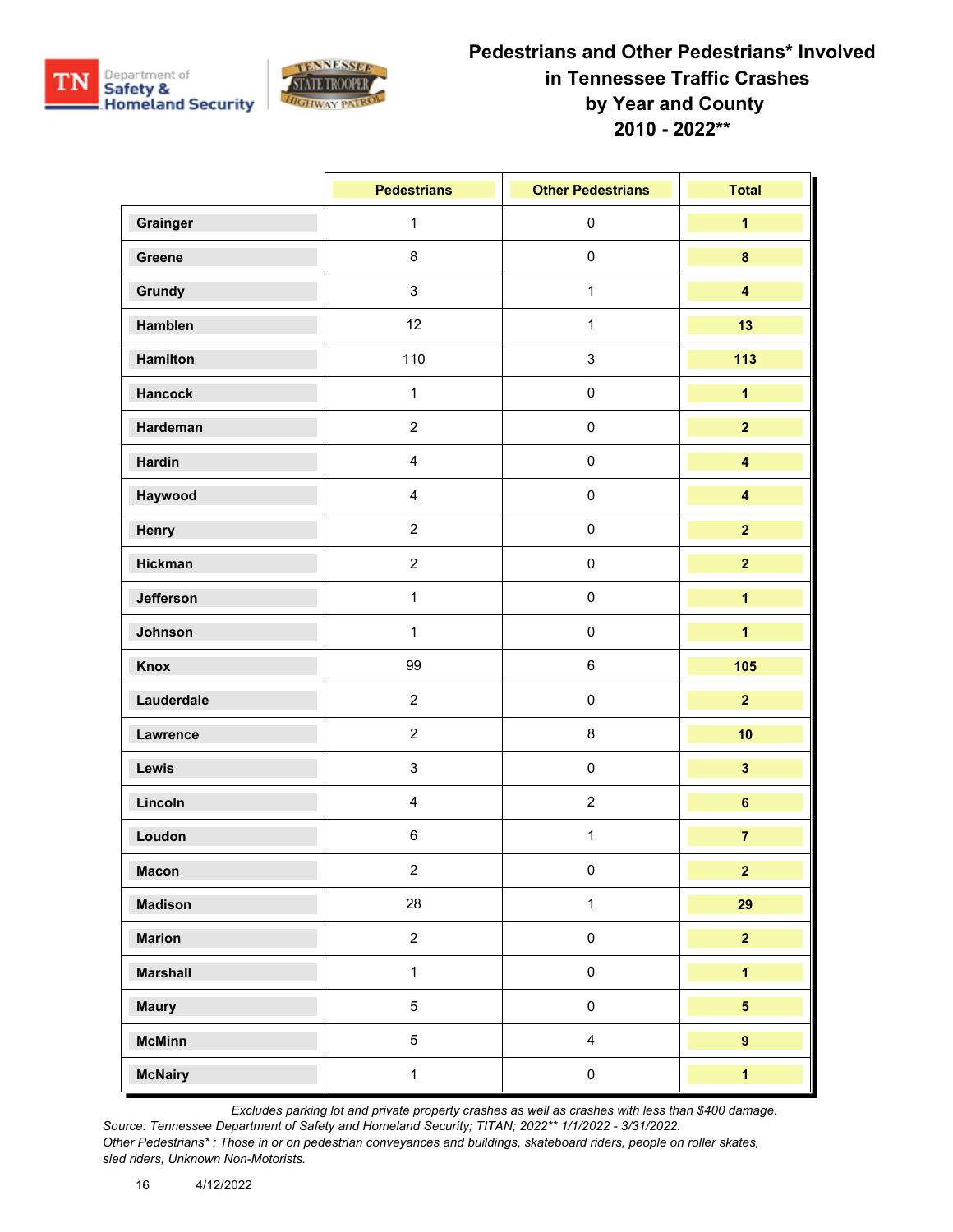# Pedestrians and Other Pedestrians* Involved in Tennessee Traffic Crashes by Year and County 2010 - 2022**

| | Pedestrians | Other Pedestrians | Total |
|---|---|---|---|
| Grainger | 1 | 0 | **1** |
| Greene | 8 | 0 | **8** |
| Grundy | 3 | 1 | **4** |
| Hamblen | 12 | 1 | **13** |
| Hamilton | 110 | 3 | **113** |
| Hancock | 1 | 0 | **1** |
| Hardeman | 2 | 0 | **2** |
| Hardin | 4 | 0 | **4** |
| Haywood | 4 | 0 | **4** |
| Henry | 2 | 0 | **2** |
| Hickman | 2 | 0 | **2** |
| Jefferson | 1 | 0 | **1** |
| Johnson | 1 | 0 | **1** |
| Knox | 99 | 6 | **105** |
| Lauderdale | 2 | 0 | **2** |
| Lawrence | 2 | 8 | **10** |
| Lewis | 3 | 0 | **3** |
| Lincoln | 4 | 2 | **6** |
| Loudon | 6 | 1 | **7** |
| Macon | 2 | 0 | **2** |
| Madison | 28 | 1 | **29** |
| Marion | 2 | 0 | **2** |
| Marshall | 1 | 0 | **1** |
| Maury | 5 | 0 | **5** |
| McMinn | 5 | 4 | **9** |
| McNairy | 1 | 0 | **1** |

*Excludes parking lot and private property crashes as well as crashes with less than $400 damage.*
*Source: Tennessee Department of Safety and Homeland Security; TITAN; 2022** 1/1/2022 - 3/31/2022.*
*Other Pedestrians* : Those in or on pedestrian conveyances and buildings, skateboard riders, people on roller skates, sled riders, Unknown Non-Motorists.*

4/12/2022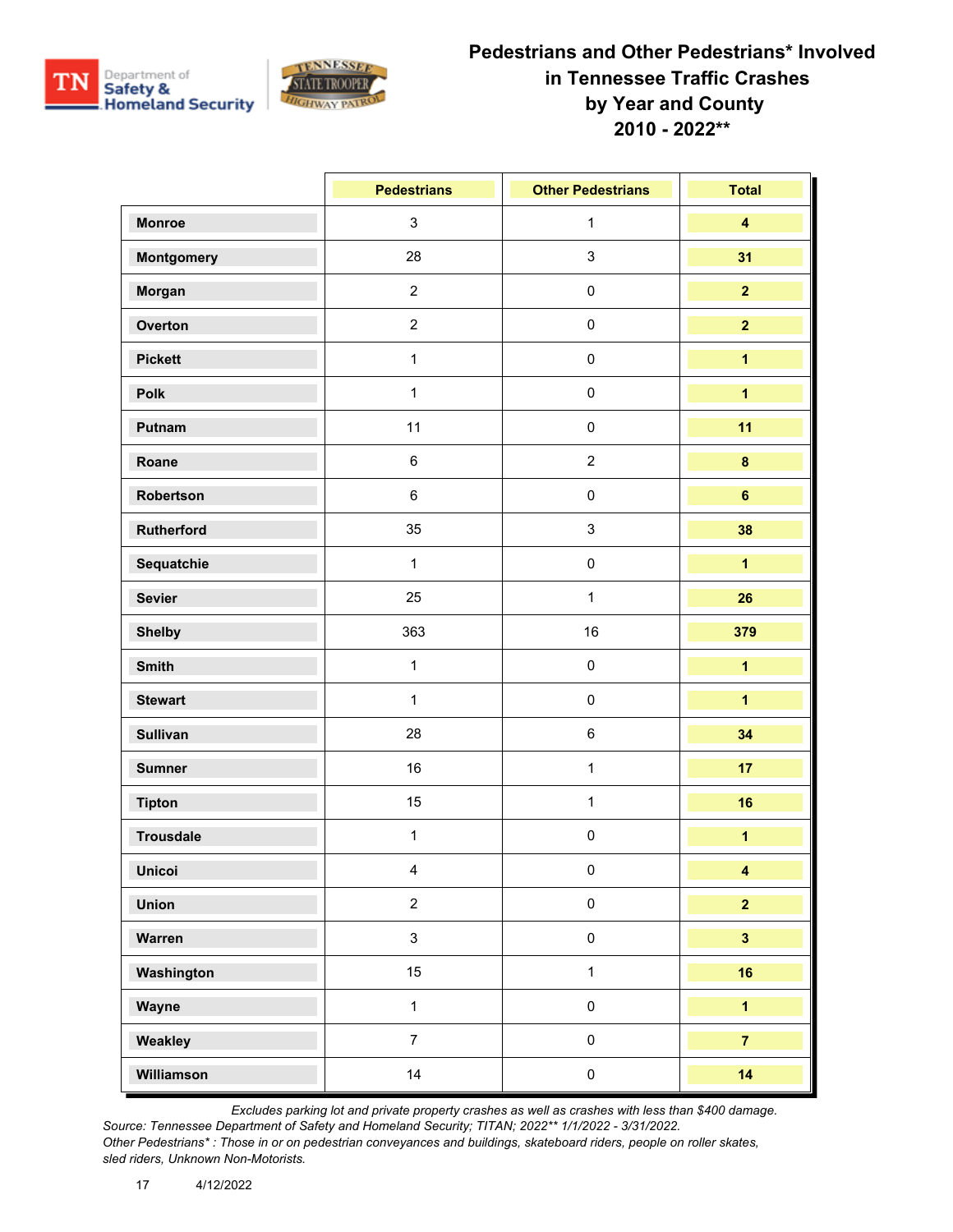# Pedestrians and Other Pedestrians* Involved in Tennessee Traffic Crashes by Year and County 2010 - 2022**

| | Pedestrians | Other Pedestrians | Total |
|---|---|---|---|
| **Monroe** | 3 | 1 | **4** |
| **Montgomery** | 28 | 3 | **31** |
| **Morgan** | 2 | 0 | **2** |
| **Overton** | 2 | 0 | **2** |
| **Pickett** | 1 | 0 | **1** |
| **Polk** | 1 | 0 | **1** |
| **Putnam** | 11 | 0 | **11** |
| **Roane** | 6 | 2 | **8** |
| **Robertson** | 6 | 0 | **6** |
| **Rutherford** | 35 | 3 | **38** |
| **Sequatchie** | 1 | 0 | **1** |
| **Sevier** | 25 | 1 | **26** |
| **Shelby** | 363 | 16 | **379** |
| **Smith** | 1 | 0 | **1** |
| **Stewart** | 1 | 0 | **1** |
| **Sullivan** | 28 | 6 | **34** |
| **Sumner** | 16 | 1 | **17** |
| **Tipton** | 15 | 1 | **16** |
| **Trousdale** | 1 | 0 | **1** |
| **Unicoi** | 4 | 0 | **4** |
| **Union** | 2 | 0 | **2** |
| **Warren** | 3 | 0 | **3** |
| **Washington** | 15 | 1 | **16** |
| **Wayne** | 1 | 0 | **1** |
| **Weakley** | 7 | 0 | **7** |
| **Williamson** | 14 | 0 | **14** |

*Excludes parking lot and private property crashes as well as crashes with less than $400 damage.*
*Source: Tennessee Department of Safety and Homeland Security; TITAN; 2022** 1/1/2022 - 3/31/2022.*
*Other Pedestrians* : Those in or on pedestrian conveyances and buildings, skateboard riders, people on roller skates, sled riders, Unknown Non-Motorists.*

4/12/2022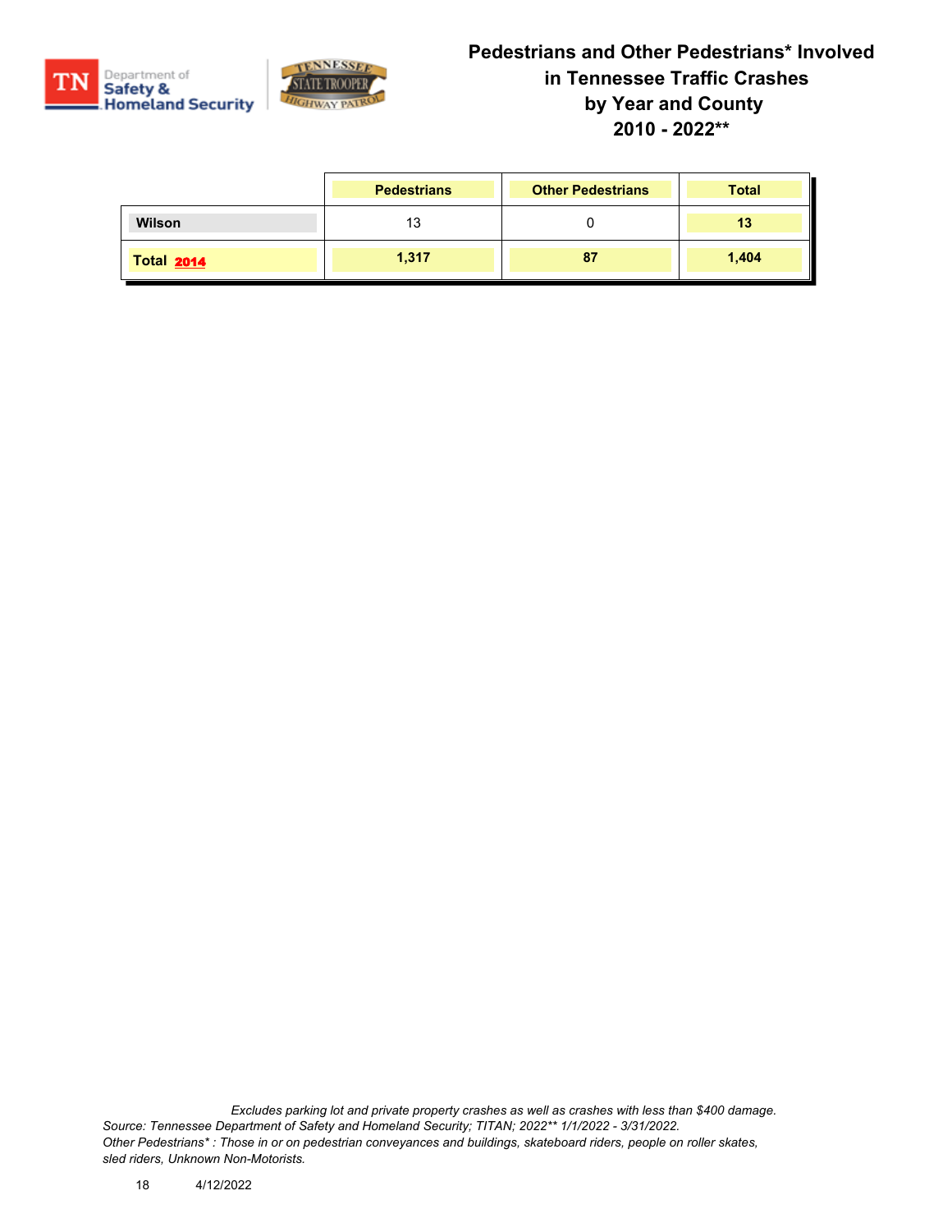# Pedestrians and Other Pedestrians* Involved in Tennessee Traffic Crashes by Year and County 2010 - 2022**

| | Pedestrians | Other Pedestrians | Total |
|---|---|---|---|
| Wilson | 13 | 0 | 13 |
| Total 2014 | 1,317 | 87 | 1,404 |

*Excludes parking lot and private property crashes as well as crashes with less than $400 damage.*
*Source: Tennessee Department of Safety and Homeland Security; TITAN; 2022** 1/1/2022 - 3/31/2022.*
*Other Pedestrians* : Those in or on pedestrian conveyances and buildings, skateboard riders, people on roller skates, sled riders, Unknown Non-Motorists.*

4/12/2022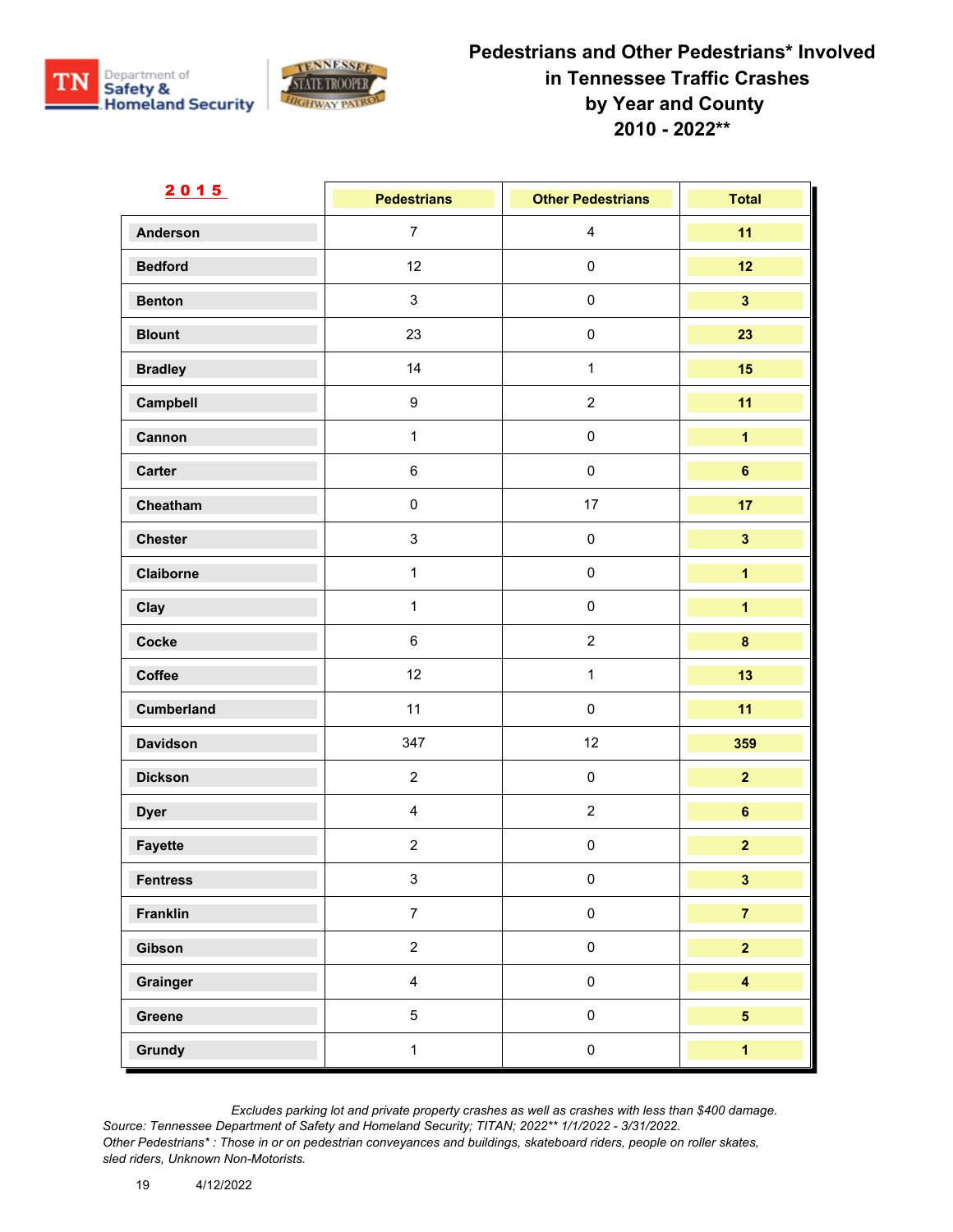# Pedestrians and Other Pedestrians* Involved in Tennessee Traffic Crashes by Year and County 2010 - 2022**

| 2015 | Pedestrians | Other Pedestrians | Total |
|---|---|---|---|
| Anderson | 7 | 4 | **11** |
| Bedford | 12 | 0 | **12** |
| Benton | 3 | 0 | **3** |
| Blount | 23 | 0 | **23** |
| Bradley | 14 | 1 | **15** |
| Campbell | 9 | 2 | **11** |
| Cannon | 1 | 0 | **1** |
| Carter | 6 | 0 | **6** |
| Cheatham | 0 | 17 | **17** |
| Chester | 3 | 0 | **3** |
| Claiborne | 1 | 0 | **1** |
| Clay | 1 | 0 | **1** |
| Cocke | 6 | 2 | **8** |
| Coffee | 12 | 1 | **13** |
| Cumberland | 11 | 0 | **11** |
| Davidson | 347 | 12 | **359** |
| Dickson | 2 | 0 | **2** |
| Dyer | 4 | 2 | **6** |
| Fayette | 2 | 0 | **2** |
| Fentress | 3 | 0 | **3** |
| Franklin | 7 | 0 | **7** |
| Gibson | 2 | 0 | **2** |
| Grainger | 4 | 0 | **4** |
| Greene | 5 | 0 | **5** |
| Grundy | 1 | 0 | **1** |

*Excludes parking lot and private property crashes as well as crashes with less than $400 damage.*
*Source: Tennessee Department of Safety and Homeland Security; TITAN; 2022** 1/1/2022 - 3/31/2022.*
*Other Pedestrians* : Those in or on pedestrian conveyances and buildings, skateboard riders, people on roller skates, sled riders, Unknown Non-Motorists.*

4/12/2022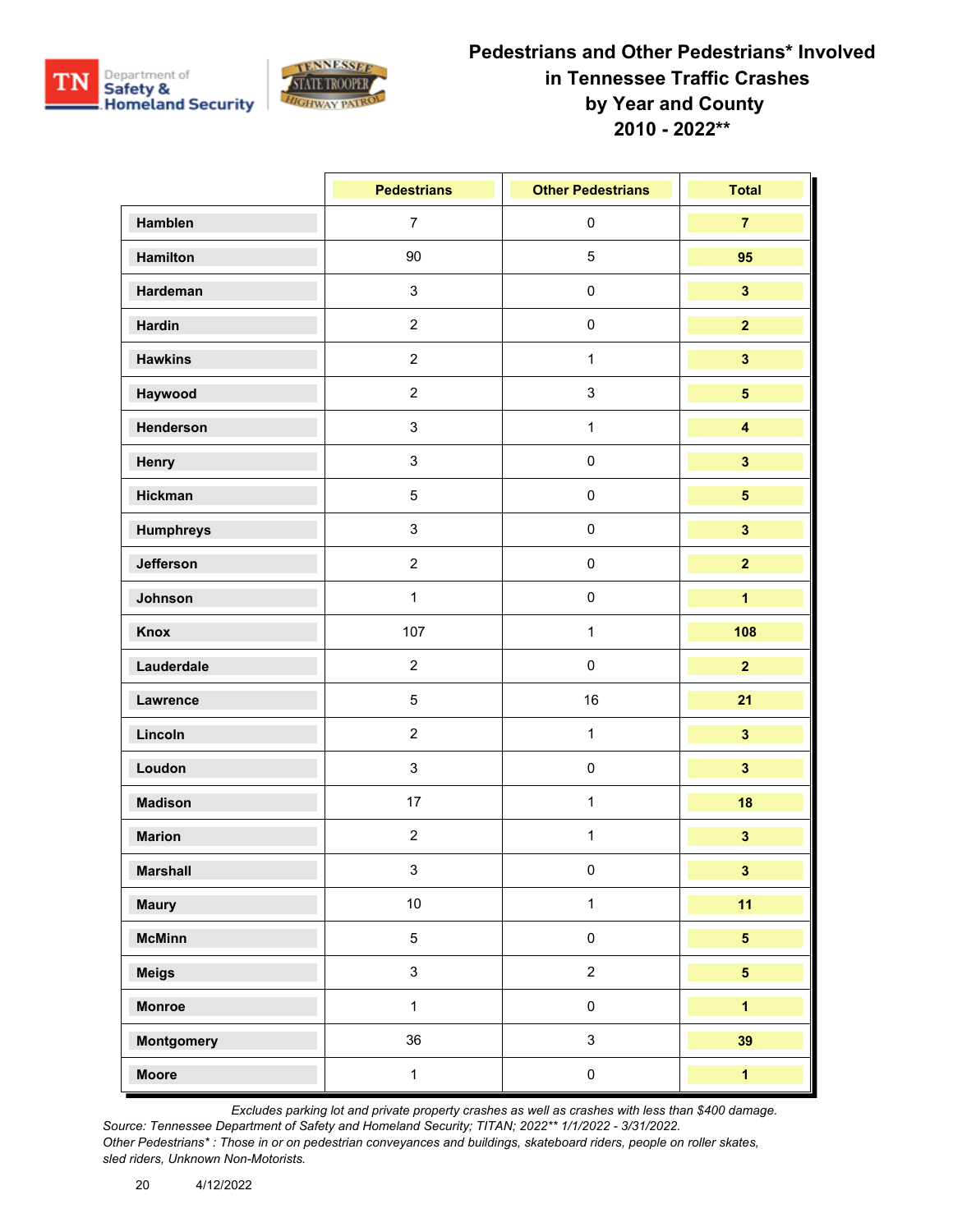# Pedestrians and Other Pedestrians* Involved in Tennessee Traffic Crashes by Year and County 2010 - 2022**

| | Pedestrians | Other Pedestrians | Total |
|---|---|---|---|
| Hamblen | 7 | 0 | 7 |
| Hamilton | 90 | 5 | 95 |
| Hardeman | 3 | 0 | 3 |
| Hardin | 2 | 0 | 2 |
| Hawkins | 2 | 1 | 3 |
| Haywood | 2 | 3 | 5 |
| Henderson | 3 | 1 | 4 |
| Henry | 3 | 0 | 3 |
| Hickman | 5 | 0 | 5 |
| Humphreys | 3 | 0 | 3 |
| Jefferson | 2 | 0 | 2 |
| Johnson | 1 | 0 | 1 |
| Knox | 107 | 1 | 108 |
| Lauderdale | 2 | 0 | 2 |
| Lawrence | 5 | 16 | 21 |
| Lincoln | 2 | 1 | 3 |
| Loudon | 3 | 0 | 3 |
| Madison | 17 | 1 | 18 |
| Marion | 2 | 1 | 3 |
| Marshall | 3 | 0 | 3 |
| Maury | 10 | 1 | 11 |
| McMinn | 5 | 0 | 5 |
| Meigs | 3 | 2 | 5 |
| Monroe | 1 | 0 | 1 |
| Montgomery | 36 | 3 | 39 |
| Moore | 1 | 0 | 1 |

*Excludes parking lot and private property crashes as well as crashes with less than $400 damage.*

*Source: Tennessee Department of Safety and Homeland Security; TITAN; 2022** 1/1/2022 - 3/31/2022.*

*Other Pedestrians* : Those in or on pedestrian conveyances and buildings, skateboard riders, people on roller skates, sled riders, Unknown Non-Motorists.*

4/12/2022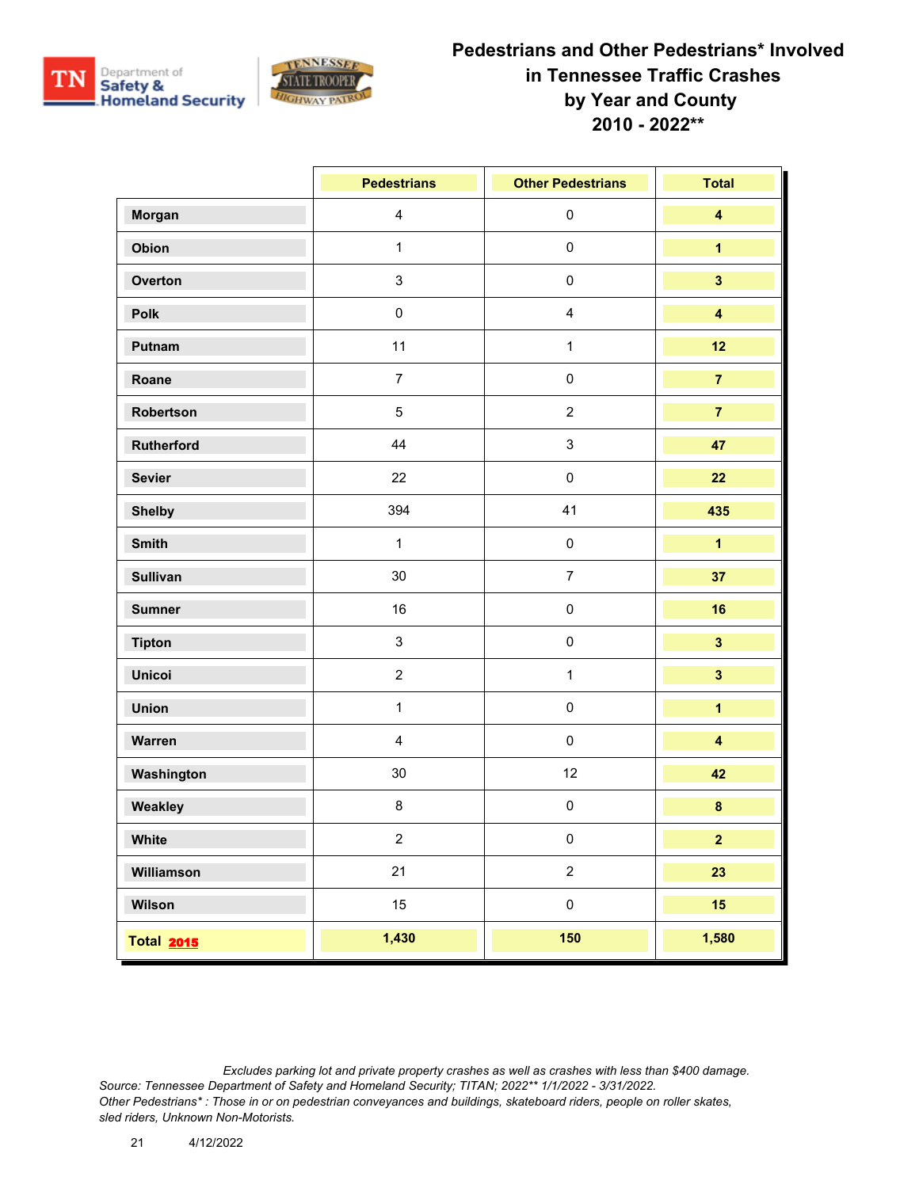# Pedestrians and Other Pedestrians* Involved in Tennessee Traffic Crashes by Year and County 2010 - 2022**

| | Pedestrians | Other Pedestrians | Total |
|---|---|---|---|
| Morgan | 4 | 0 | 4 |
| Obion | 1 | 0 | 1 |
| Overton | 3 | 0 | 3 |
| Polk | 0 | 4 | 4 |
| Putnam | 11 | 1 | 12 |
| Roane | 7 | 0 | 7 |
| Robertson | 5 | 2 | 7 |
| Rutherford | 44 | 3 | 47 |
| Sevier | 22 | 0 | 22 |
| Shelby | 394 | 41 | 435 |
| Smith | 1 | 0 | 1 |
| Sullivan | 30 | 7 | 37 |
| Sumner | 16 | 0 | 16 |
| Tipton | 3 | 0 | 3 |
| Unicoi | 2 | 1 | 3 |
| Union | 1 | 0 | 1 |
| Warren | 4 | 0 | 4 |
| Washington | 30 | 12 | 42 |
| Weakley | 8 | 0 | 8 |
| White | 2 | 0 | 2 |
| Williamson | 21 | 2 | 23 |
| Wilson | 15 | 0 | 15 |
| **Total 2015** | **1,430** | **150** | **1,580** |

*Excludes parking lot and private property crashes as well as crashes with less than $400 damage.*
*Source: Tennessee Department of Safety and Homeland Security; TITAN; 2022** 1/1/2022 - 3/31/2022.*
*Other Pedestrians* : Those in or on pedestrian conveyances and buildings, skateboard riders, people on roller skates, sled riders, Unknown Non-Motorists.*

4/12/2022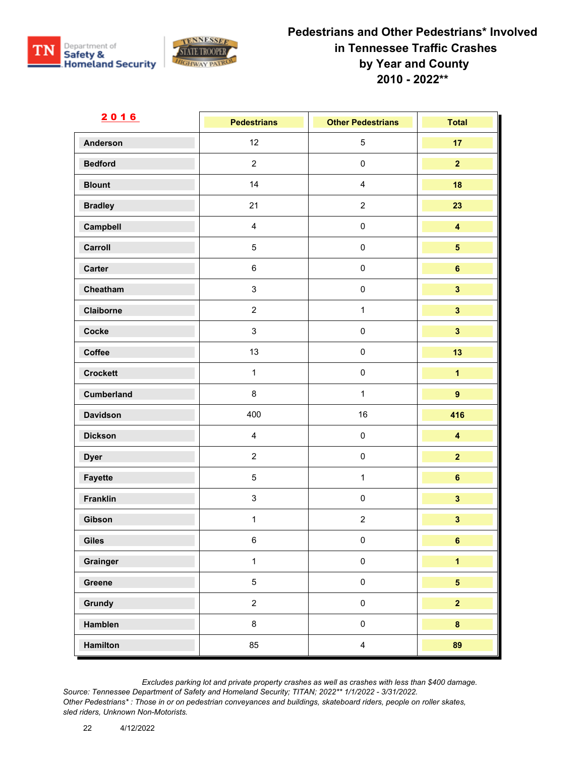# Pedestrians and Other Pedestrians* Involved in Tennessee Traffic Crashes by Year and County 2010 - 2022**

## 2016

| | Pedestrians | Other Pedestrians | Total |
|---|---|---|---|
| Anderson | 12 | 5 | 17 |
| Bedford | 2 | 0 | 2 |
| Blount | 14 | 4 | 18 |
| Bradley | 21 | 2 | 23 |
| Campbell | 4 | 0 | 4 |
| Carroll | 5 | 0 | 5 |
| Carter | 6 | 0 | 6 |
| Cheatham | 3 | 0 | 3 |
| Claiborne | 2 | 1 | 3 |
| Cocke | 3 | 0 | 3 |
| Coffee | 13 | 0 | 13 |
| Crockett | 1 | 0 | 1 |
| Cumberland | 8 | 1 | 9 |
| Davidson | 400 | 16 | 416 |
| Dickson | 4 | 0 | 4 |
| Dyer | 2 | 0 | 2 |
| Fayette | 5 | 1 | 6 |
| Franklin | 3 | 0 | 3 |
| Gibson | 1 | 2 | 3 |
| Giles | 6 | 0 | 6 |
| Grainger | 1 | 0 | 1 |
| Greene | 5 | 0 | 5 |
| Grundy | 2 | 0 | 2 |
| Hamblen | 8 | 0 | 8 |
| Hamilton | 85 | 4 | 89 |

*Excludes parking lot and private property crashes as well as crashes with less than $400 damage.*
*Source: Tennessee Department of Safety and Homeland Security; TITAN; 2022** 1/1/2022 - 3/31/2022.*
*Other Pedestrians* : Those in or on pedestrian conveyances and buildings, skateboard riders, people on roller skates, sled riders, Unknown Non-Motorists.*

4/12/2022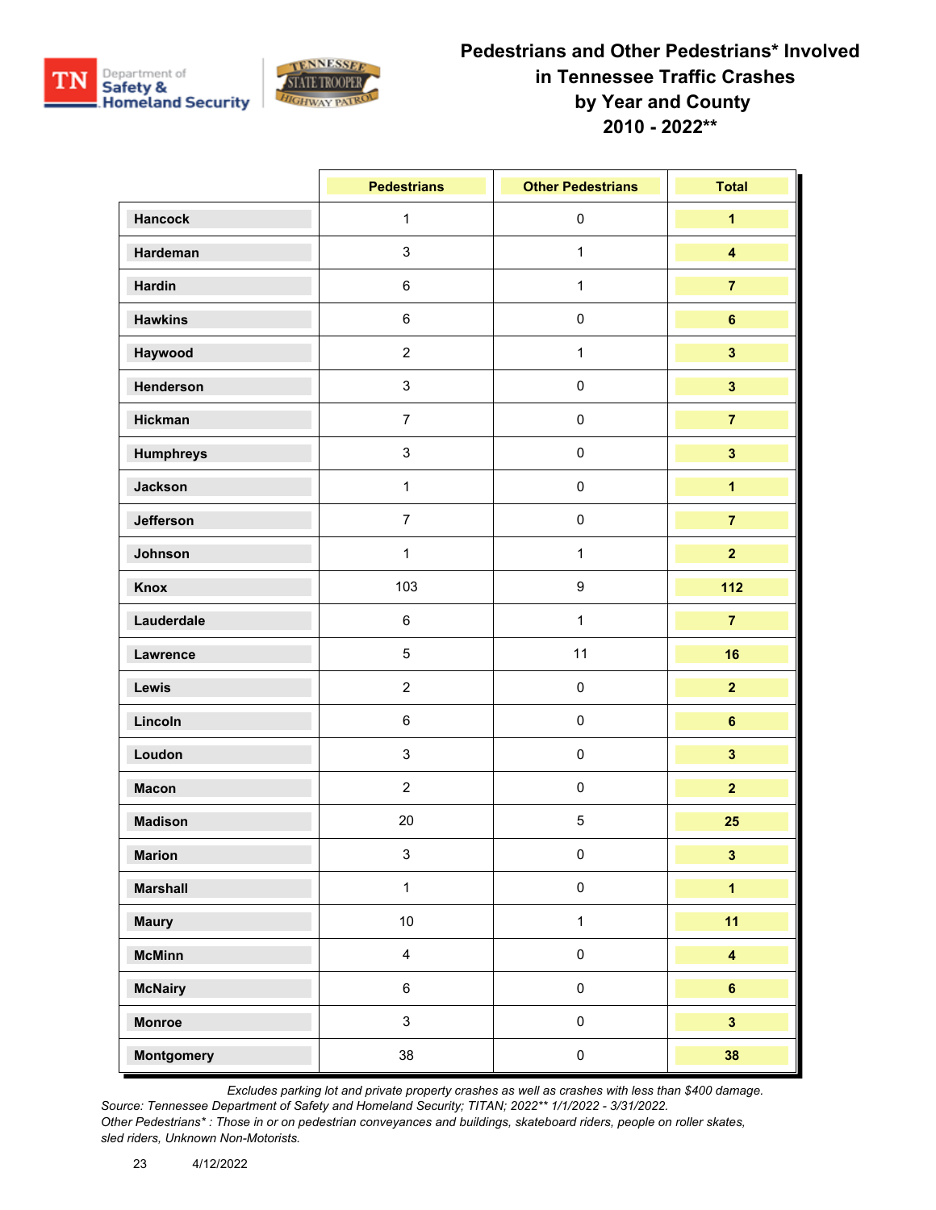# Pedestrians and Other Pedestrians* Involved in Tennessee Traffic Crashes by Year and County 2010 - 2022**

| | Pedestrians | Other Pedestrians | Total |
|---|---|---|---|
| Hancock | 1 | 0 | **1** |
| Hardeman | 3 | 1 | **4** |
| Hardin | 6 | 1 | **7** |
| Hawkins | 6 | 0 | **6** |
| Haywood | 2 | 1 | **3** |
| Henderson | 3 | 0 | **3** |
| Hickman | 7 | 0 | **7** |
| Humphreys | 3 | 0 | **3** |
| Jackson | 1 | 0 | **1** |
| Jefferson | 7 | 0 | **7** |
| Johnson | 1 | 1 | **2** |
| Knox | 103 | 9 | **112** |
| Lauderdale | 6 | 1 | **7** |
| Lawrence | 5 | 11 | **16** |
| Lewis | 2 | 0 | **2** |
| Lincoln | 6 | 0 | **6** |
| Loudon | 3 | 0 | **3** |
| Macon | 2 | 0 | **2** |
| Madison | 20 | 5 | **25** |
| Marion | 3 | 0 | **3** |
| Marshall | 1 | 0 | **1** |
| Maury | 10 | 1 | **11** |
| McMinn | 4 | 0 | **4** |
| McNairy | 6 | 0 | **6** |
| Monroe | 3 | 0 | **3** |
| Montgomery | 38 | 0 | **38** |

*Excludes parking lot and private property crashes as well as crashes with less than $400 damage.*

*Source: Tennessee Department of Safety and Homeland Security; TITAN; 2022** 1/1/2022 - 3/31/2022.*

*Other Pedestrians* : Those in or on pedestrian conveyances and buildings, skateboard riders, people on roller skates, sled riders, Unknown Non-Motorists.*

4/12/2022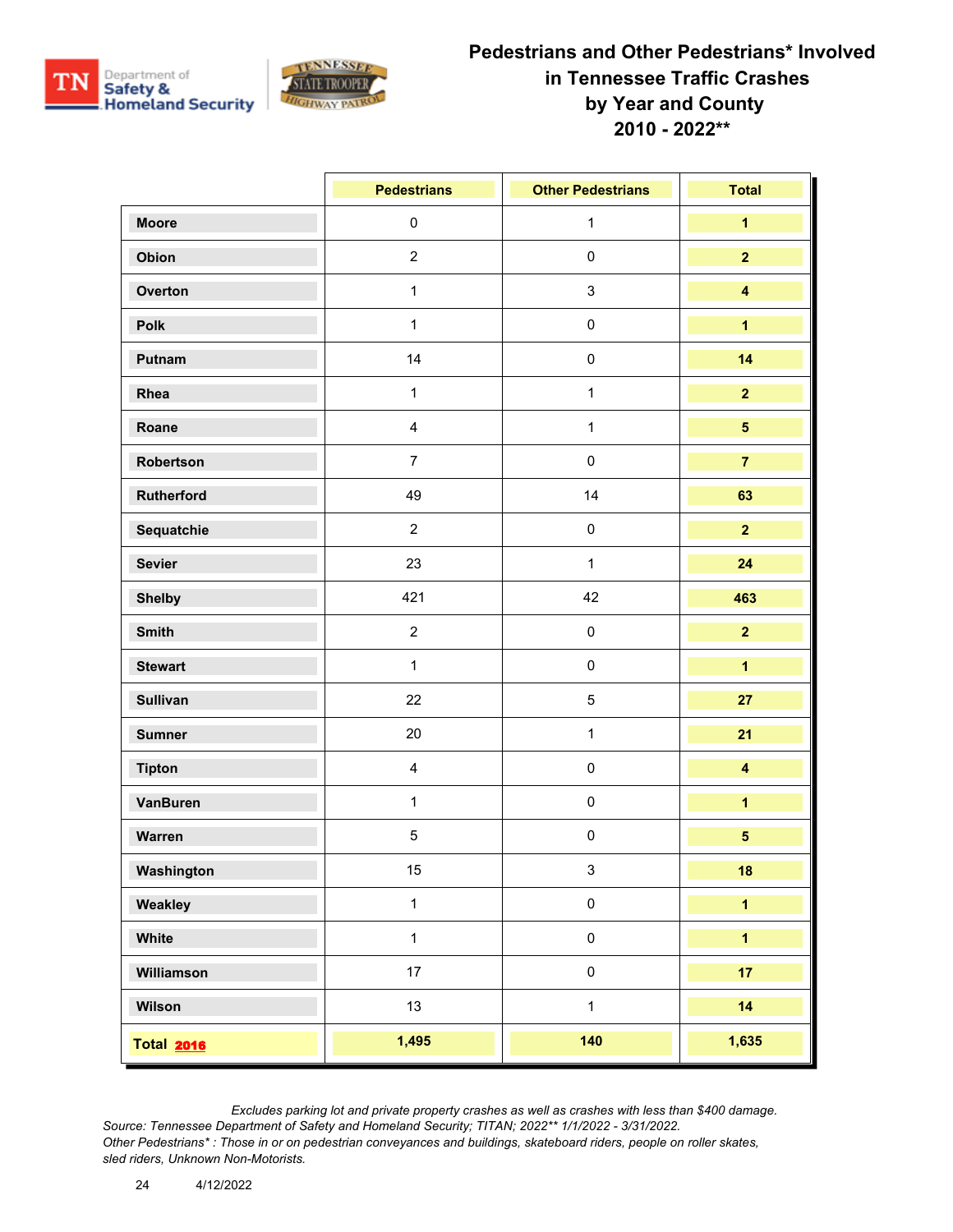Department of Safety & Homeland Security

# Pedestrians and Other Pedestrians* Involved in Tennessee Traffic Crashes by Year and County 2010 - 2022**

| | Pedestrians | Other Pedestrians | Total |
|---|---|---|---|
| Moore | 0 | 1 | **1** |
| Obion | 2 | 0 | **2** |
| Overton | 1 | 3 | **4** |
| Polk | 1 | 0 | **1** |
| Putnam | 14 | 0 | **14** |
| Rhea | 1 | 1 | **2** |
| Roane | 4 | 1 | **5** |
| Robertson | 7 | 0 | **7** |
| Rutherford | 49 | 14 | **63** |
| Sequatchie | 2 | 0 | **2** |
| Sevier | 23 | 1 | **24** |
| Shelby | 421 | 42 | **463** |
| Smith | 2 | 0 | **2** |
| Stewart | 1 | 0 | **1** |
| Sullivan | 22 | 5 | **27** |
| Sumner | 20 | 1 | **21** |
| Tipton | 4 | 0 | **4** |
| VanBuren | 1 | 0 | **1** |
| Warren | 5 | 0 | **5** |
| Washington | 15 | 3 | **18** |
| Weakley | 1 | 0 | **1** |
| White | 1 | 0 | **1** |
| Williamson | 17 | 0 | **17** |
| Wilson | 13 | 1 | **14** |
| **Total 2016** | **1,495** | **140** | **1,635** |

*Excludes parking lot and private property crashes as well as crashes with less than $400 damage.*
*Source: Tennessee Department of Safety and Homeland Security; TITAN; 2022** 1/1/2022 - 3/31/2022.*
*Other Pedestrians* : Those in or on pedestrian conveyances and buildings, skateboard riders, people on roller skates, sled riders, Unknown Non-Motorists.*

4/12/2022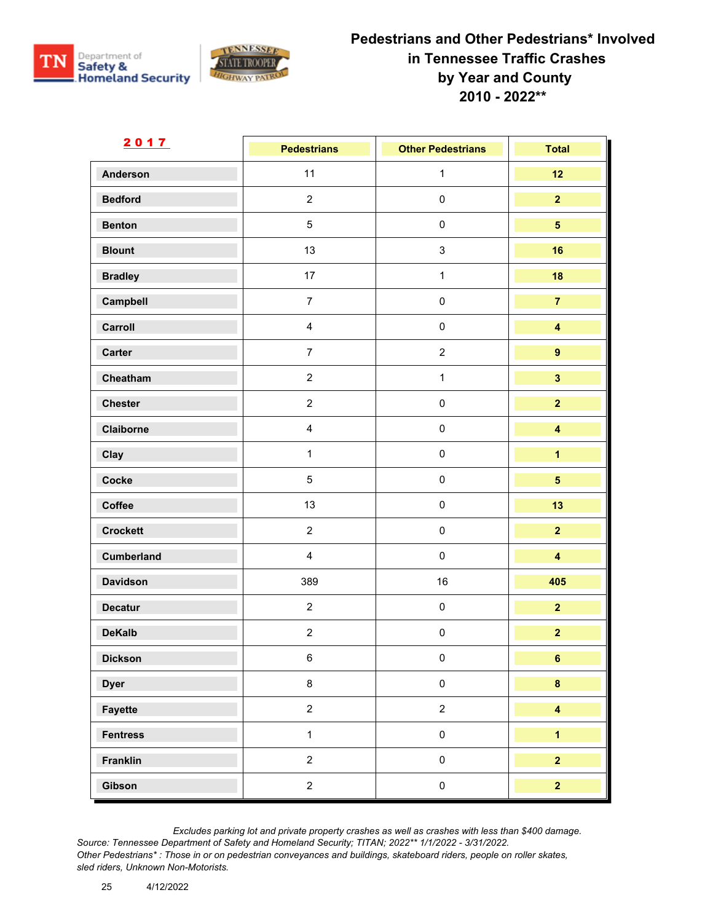# Pedestrians and Other Pedestrians* Involved in Tennessee Traffic Crashes by Year and County 2010 - 2022**

| 2017 | Pedestrians | Other Pedestrians | Total |
|---|---|---|---|
| Anderson | 11 | 1 | 12 |
| Bedford | 2 | 0 | 2 |
| Benton | 5 | 0 | 5 |
| Blount | 13 | 3 | 16 |
| Bradley | 17 | 1 | 18 |
| Campbell | 7 | 0 | 7 |
| Carroll | 4 | 0 | 4 |
| Carter | 7 | 2 | 9 |
| Cheatham | 2 | 1 | 3 |
| Chester | 2 | 0 | 2 |
| Claiborne | 4 | 0 | 4 |
| Clay | 1 | 0 | 1 |
| Cocke | 5 | 0 | 5 |
| Coffee | 13 | 0 | 13 |
| Crockett | 2 | 0 | 2 |
| Cumberland | 4 | 0 | 4 |
| Davidson | 389 | 16 | 405 |
| Decatur | 2 | 0 | 2 |
| DeKalb | 2 | 0 | 2 |
| Dickson | 6 | 0 | 6 |
| Dyer | 8 | 0 | 8 |
| Fayette | 2 | 2 | 4 |
| Fentress | 1 | 0 | 1 |
| Franklin | 2 | 0 | 2 |
| Gibson | 2 | 0 | 2 |

*Excludes parking lot and private property crashes as well as crashes with less than $400 damage.*
*Source: Tennessee Department of Safety and Homeland Security; TITAN; 2022** 1/1/2022 - 3/31/2022.*
*Other Pedestrians* : Those in or on pedestrian conveyances and buildings, skateboard riders, people on roller skates, sled riders, Unknown Non-Motorists.*

4/12/2022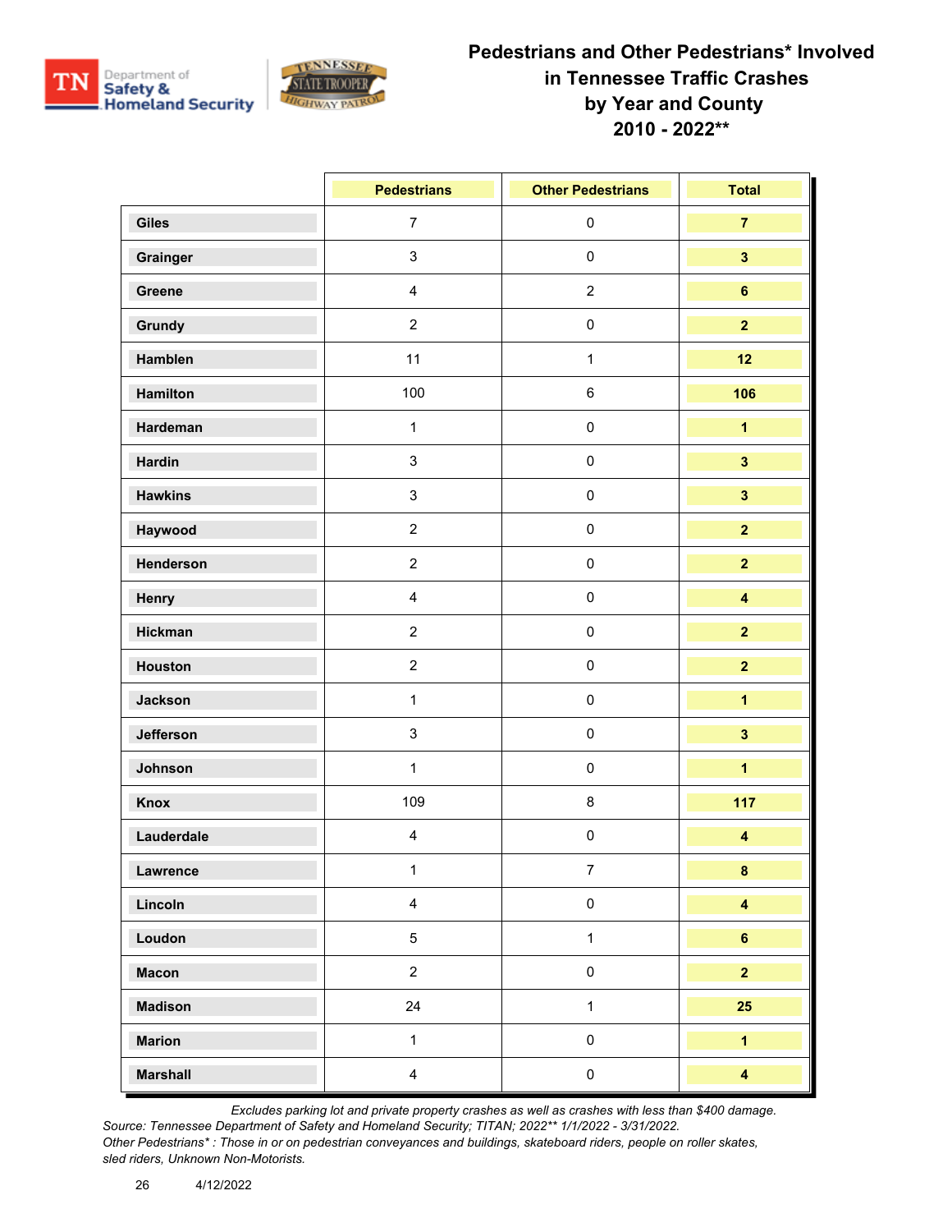# Pedestrians and Other Pedestrians* Involved in Tennessee Traffic Crashes by Year and County 2010 - 2022**

| | Pedestrians | Other Pedestrians | Total |
|---|---|---|---|
| Giles | 7 | 0 | 7 |
| Grainger | 3 | 0 | 3 |
| Greene | 4 | 2 | 6 |
| Grundy | 2 | 0 | 2 |
| Hamblen | 11 | 1 | 12 |
| Hamilton | 100 | 6 | 106 |
| Hardeman | 1 | 0 | 1 |
| Hardin | 3 | 0 | 3 |
| Hawkins | 3 | 0 | 3 |
| Haywood | 2 | 0 | 2 |
| Henderson | 2 | 0 | 2 |
| Henry | 4 | 0 | 4 |
| Hickman | 2 | 0 | 2 |
| Houston | 2 | 0 | 2 |
| Jackson | 1 | 0 | 1 |
| Jefferson | 3 | 0 | 3 |
| Johnson | 1 | 0 | 1 |
| Knox | 109 | 8 | 117 |
| Lauderdale | 4 | 0 | 4 |
| Lawrence | 1 | 7 | 8 |
| Lincoln | 4 | 0 | 4 |
| Loudon | 5 | 1 | 6 |
| Macon | 2 | 0 | 2 |
| Madison | 24 | 1 | 25 |
| Marion | 1 | 0 | 1 |
| Marshall | 4 | 0 | 4 |

*Excludes parking lot and private property crashes as well as crashes with less than $400 damage.*

*Source: Tennessee Department of Safety and Homeland Security; TITAN; 2022** 1/1/2022 - 3/31/2022.*

*Other Pedestrians* : Those in or on pedestrian conveyances and buildings, skateboard riders, people on roller skates, sled riders, Unknown Non-Motorists.*

4/12/2022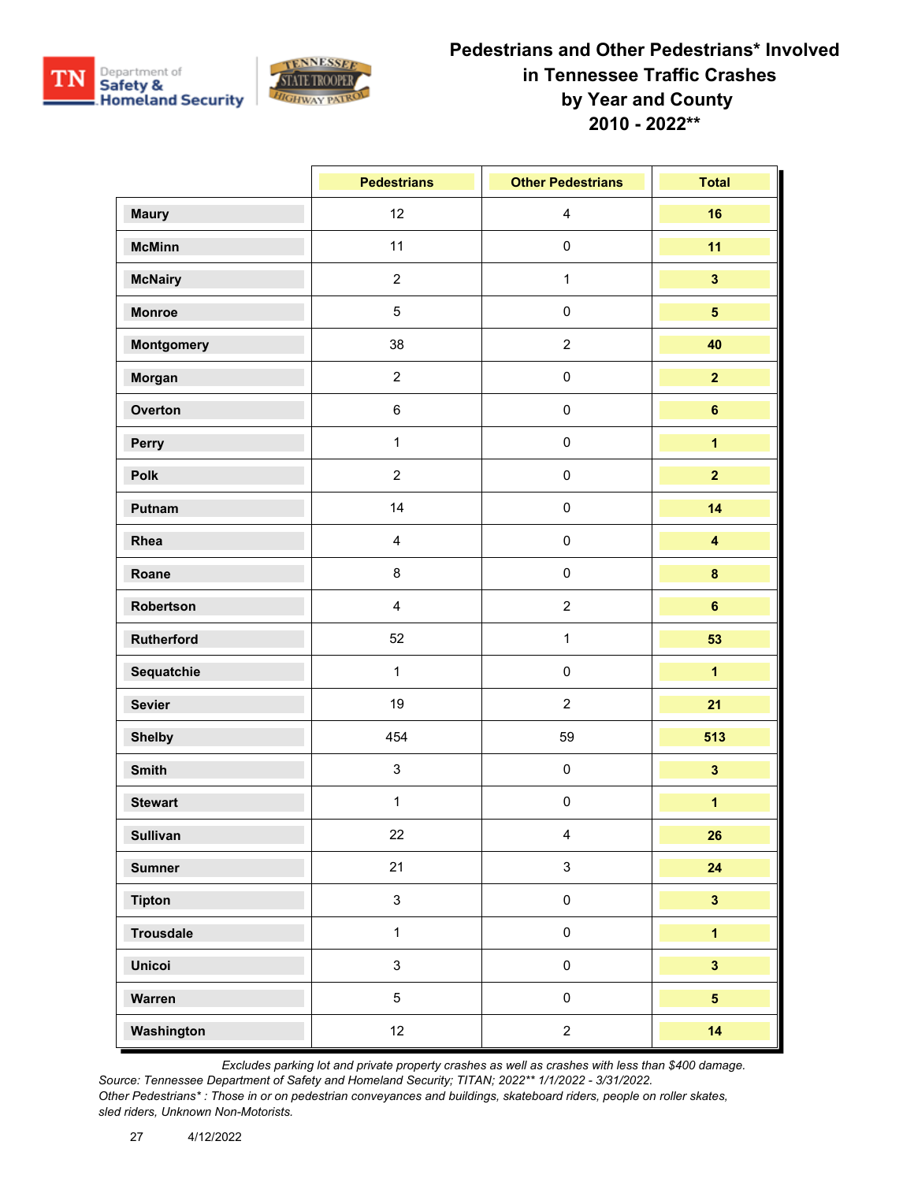# Pedestrians and Other Pedestrians* Involved in Tennessee Traffic Crashes by Year and County 2010 - 2022**

| | Pedestrians | Other Pedestrians | Total |
|---|---|---|---|
| **Maury** | 12 | 4 | **16** |
| **McMinn** | 11 | 0 | **11** |
| **McNairy** | 2 | 1 | **3** |
| **Monroe** | 5 | 0 | **5** |
| **Montgomery** | 38 | 2 | **40** |
| **Morgan** | 2 | 0 | **2** |
| **Overton** | 6 | 0 | **6** |
| **Perry** | 1 | 0 | **1** |
| **Polk** | 2 | 0 | **2** |
| **Putnam** | 14 | 0 | **14** |
| **Rhea** | 4 | 0 | **4** |
| **Roane** | 8 | 0 | **8** |
| **Robertson** | 4 | 2 | **6** |
| **Rutherford** | 52 | 1 | **53** |
| **Sequatchie** | 1 | 0 | **1** |
| **Sevier** | 19 | 2 | **21** |
| **Shelby** | 454 | 59 | **513** |
| **Smith** | 3 | 0 | **3** |
| **Stewart** | 1 | 0 | **1** |
| **Sullivan** | 22 | 4 | **26** |
| **Sumner** | 21 | 3 | **24** |
| **Tipton** | 3 | 0 | **3** |
| **Trousdale** | 1 | 0 | **1** |
| **Unicoi** | 3 | 0 | **3** |
| **Warren** | 5 | 0 | **5** |
| **Washington** | 12 | 2 | **14** |

*Excludes parking lot and private property crashes as well as crashes with less than $400 damage.*

*Source: Tennessee Department of Safety and Homeland Security; TITAN; 2022** 1/1/2022 - 3/31/2022.*

*Other Pedestrians* : Those in or on pedestrian conveyances and buildings, skateboard riders, people on roller skates, sled riders, Unknown Non-Motorists.*

4/12/2022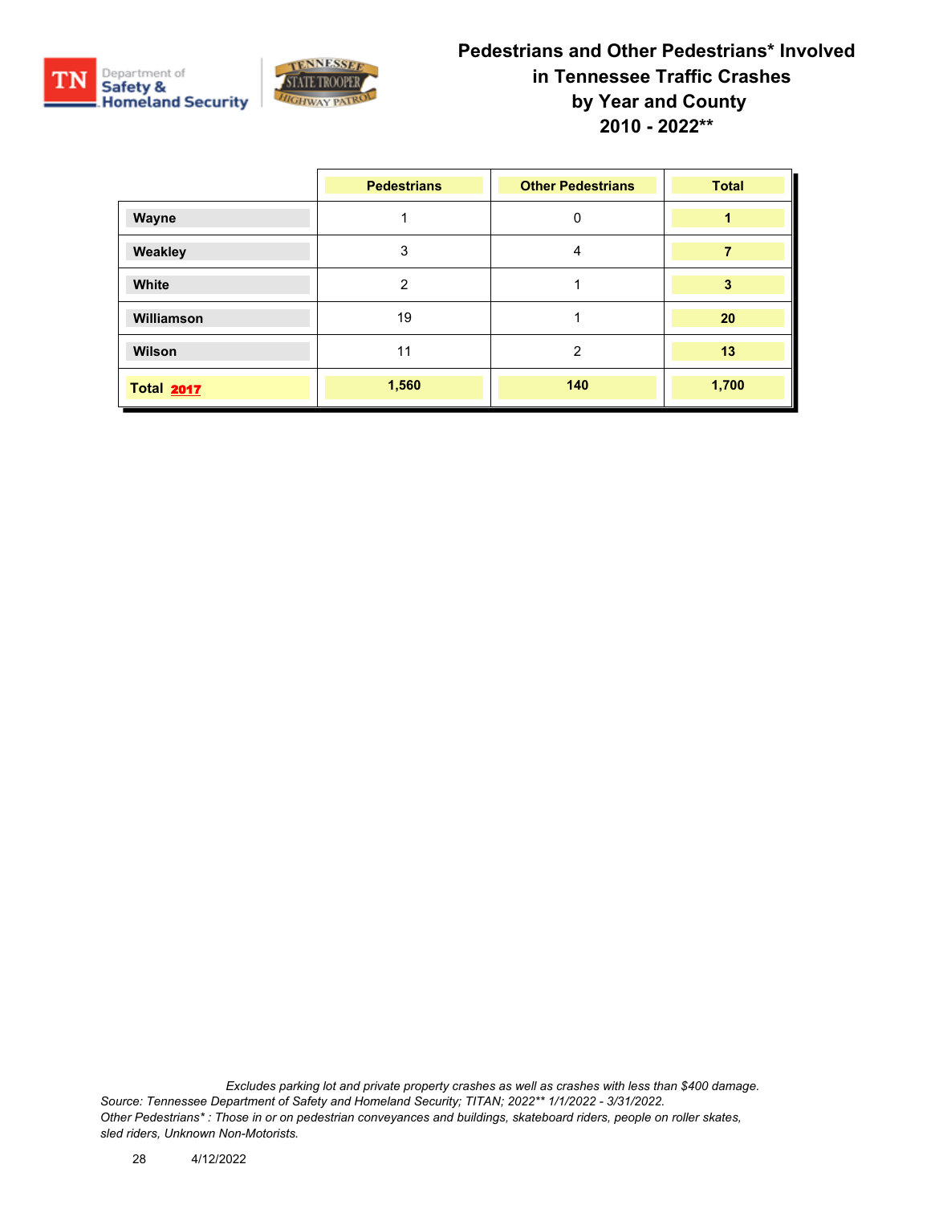# Pedestrians and Other Pedestrians* Involved in Tennessee Traffic Crashes by Year and County 2010 - 2022**

| | Pedestrians | Other Pedestrians | Total |
|---|---|---|---|
| **Wayne** | 1 | 0 | **1** |
| **Weakley** | 3 | 4 | **7** |
| **White** | 2 | 1 | **3** |
| **Williamson** | 19 | 1 | **20** |
| **Wilson** | 11 | 2 | **13** |
| **Total 2017** | **1,560** | **140** | **1,700** |

*Excludes parking lot and private property crashes as well as crashes with less than $400 damage.*
*Source: Tennessee Department of Safety and Homeland Security; TITAN; 2022** 1/1/2022 - 3/31/2022.*
*Other Pedestrians* : Those in or on pedestrian conveyances and buildings, skateboard riders, people on roller skates, sled riders, Unknown Non-Motorists.*

4/12/2022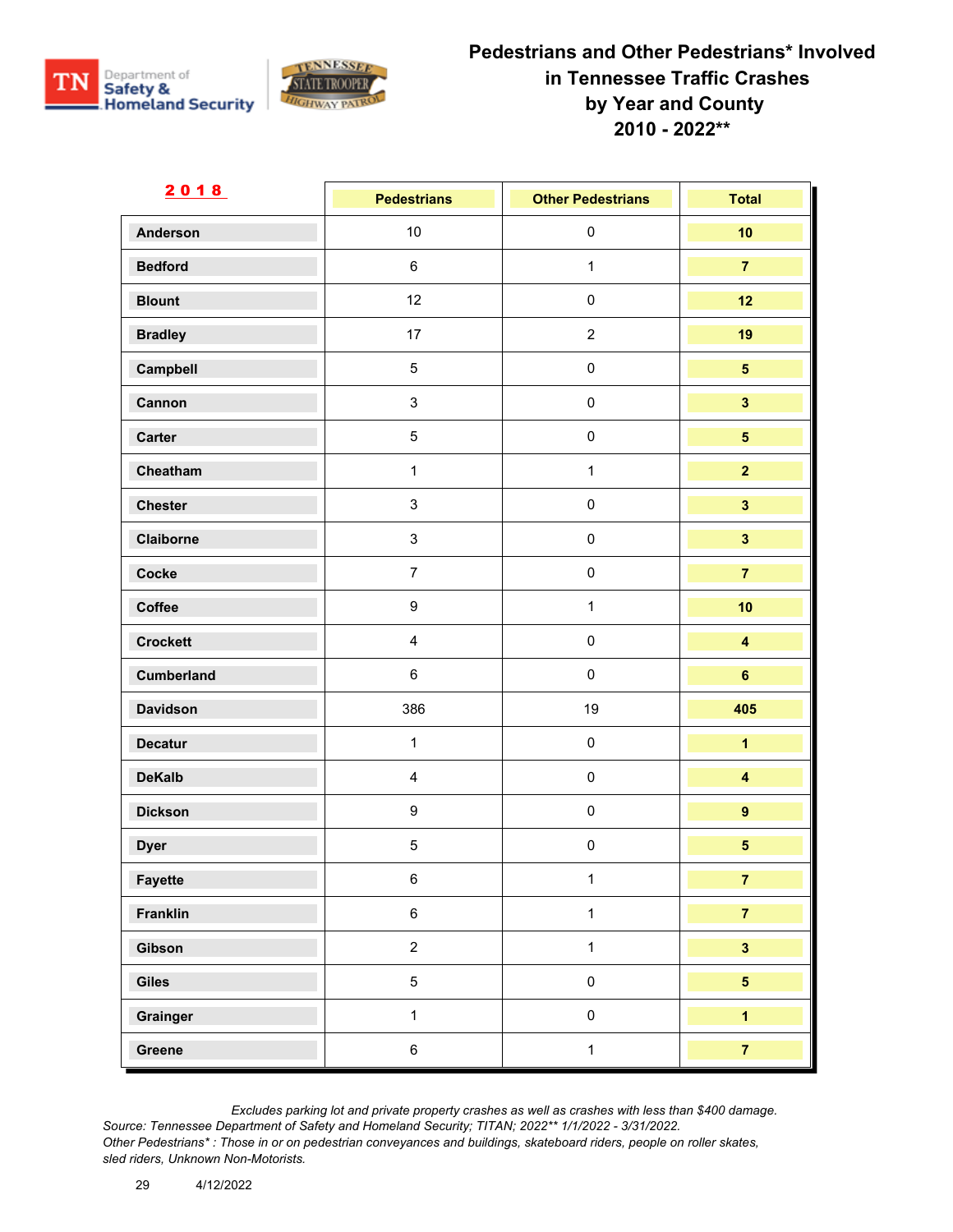# Pedestrians and Other Pedestrians* Involved in Tennessee Traffic Crashes by Year and County 2010 - 2022**

| 2018 | Pedestrians | Other Pedestrians | Total |
|---|---|---|---|
| Anderson | 10 | 0 | 10 |
| Bedford | 6 | 1 | 7 |
| Blount | 12 | 0 | 12 |
| Bradley | 17 | 2 | 19 |
| Campbell | 5 | 0 | 5 |
| Cannon | 3 | 0 | 3 |
| Carter | 5 | 0 | 5 |
| Cheatham | 1 | 1 | 2 |
| Chester | 3 | 0 | 3 |
| Claiborne | 3 | 0 | 3 |
| Cocke | 7 | 0 | 7 |
| Coffee | 9 | 1 | 10 |
| Crockett | 4 | 0 | 4 |
| Cumberland | 6 | 0 | 6 |
| Davidson | 386 | 19 | 405 |
| Decatur | 1 | 0 | 1 |
| DeKalb | 4 | 0 | 4 |
| Dickson | 9 | 0 | 9 |
| Dyer | 5 | 0 | 5 |
| Fayette | 6 | 1 | 7 |
| Franklin | 6 | 1 | 7 |
| Gibson | 2 | 1 | 3 |
| Giles | 5 | 0 | 5 |
| Grainger | 1 | 0 | 1 |
| Greene | 6 | 1 | 7 |

*Excludes parking lot and private property crashes as well as crashes with less than $400 damage.*
*Source: Tennessee Department of Safety and Homeland Security; TITAN; 2022** 1/1/2022 - 3/31/2022.*
*Other Pedestrians* : Those in or on pedestrian conveyances and buildings, skateboard riders, people on roller skates, sled riders, Unknown Non-Motorists.*

4/12/2022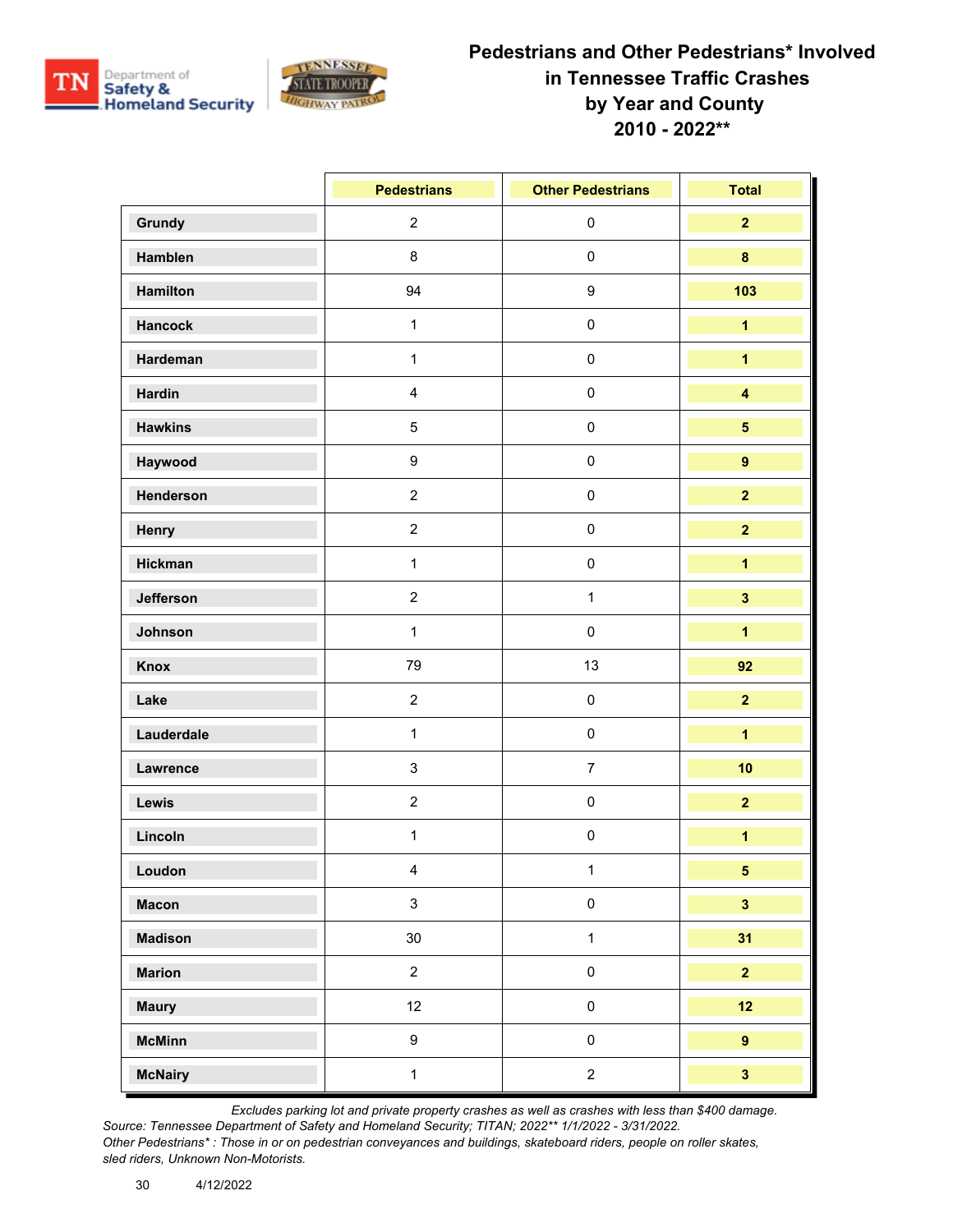# Pedestrians and Other Pedestrians* Involved in Tennessee Traffic Crashes by Year and County 2010 - 2022**

| | Pedestrians | Other Pedestrians | Total |
|---|---|---|---|
| Grundy | 2 | 0 | 2 |
| Hamblen | 8 | 0 | 8 |
| Hamilton | 94 | 9 | 103 |
| Hancock | 1 | 0 | 1 |
| Hardeman | 1 | 0 | 1 |
| Hardin | 4 | 0 | 4 |
| Hawkins | 5 | 0 | 5 |
| Haywood | 9 | 0 | 9 |
| Henderson | 2 | 0 | 2 |
| Henry | 2 | 0 | 2 |
| Hickman | 1 | 0 | 1 |
| Jefferson | 2 | 1 | 3 |
| Johnson | 1 | 0 | 1 |
| Knox | 79 | 13 | 92 |
| Lake | 2 | 0 | 2 |
| Lauderdale | 1 | 0 | 1 |
| Lawrence | 3 | 7 | 10 |
| Lewis | 2 | 0 | 2 |
| Lincoln | 1 | 0 | 1 |
| Loudon | 4 | 1 | 5 |
| Macon | 3 | 0 | 3 |
| Madison | 30 | 1 | 31 |
| Marion | 2 | 0 | 2 |
| Maury | 12 | 0 | 12 |
| McMinn | 9 | 0 | 9 |
| McNairy | 1 | 2 | 3 |

*Excludes parking lot and private property crashes as well as crashes with less than $400 damage.*
*Source: Tennessee Department of Safety and Homeland Security; TITAN; 2022** 1/1/2022 - 3/31/2022.*
*Other Pedestrians* : Those in or on pedestrian conveyances and buildings, skateboard riders, people on roller skates, sled riders, Unknown Non-Motorists.*

4/12/2022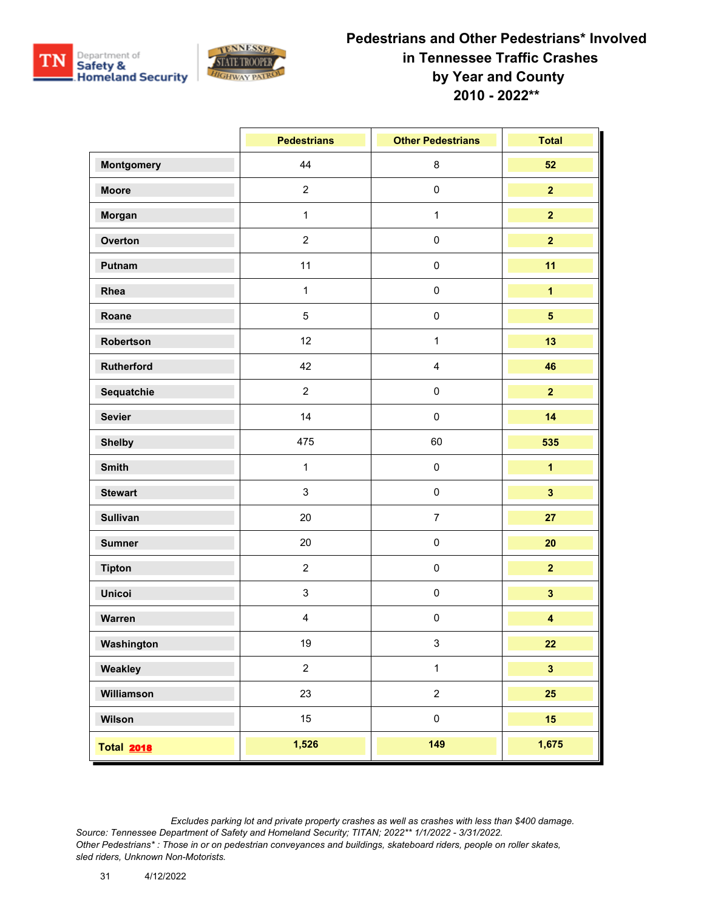# Pedestrians and Other Pedestrians* Involved in Tennessee Traffic Crashes by Year and County 2010 - 2022**

| | Pedestrians | Other Pedestrians | Total |
|---|---|---|---|
| **Montgomery** | 44 | 8 | **52** |
| **Moore** | 2 | 0 | **2** |
| **Morgan** | 1 | 1 | **2** |
| **Overton** | 2 | 0 | **2** |
| **Putnam** | 11 | 0 | **11** |
| **Rhea** | 1 | 0 | **1** |
| **Roane** | 5 | 0 | **5** |
| **Robertson** | 12 | 1 | **13** |
| **Rutherford** | 42 | 4 | **46** |
| **Sequatchie** | 2 | 0 | **2** |
| **Sevier** | 14 | 0 | **14** |
| **Shelby** | 475 | 60 | **535** |
| **Smith** | 1 | 0 | **1** |
| **Stewart** | 3 | 0 | **3** |
| **Sullivan** | 20 | 7 | **27** |
| **Sumner** | 20 | 0 | **20** |
| **Tipton** | 2 | 0 | **2** |
| **Unicoi** | 3 | 0 | **3** |
| **Warren** | 4 | 0 | **4** |
| **Washington** | 19 | 3 | **22** |
| **Weakley** | 2 | 1 | **3** |
| **Williamson** | 23 | 2 | **25** |
| **Wilson** | 15 | 0 | **15** |
| **Total 2018** | **1,526** | **149** | **1,675** |

*Excludes parking lot and private property crashes as well as crashes with less than $400 damage.*
*Source: Tennessee Department of Safety and Homeland Security; TITAN; 2022** 1/1/2022 - 3/31/2022.*
*Other Pedestrians* : Those in or on pedestrian conveyances and buildings, skateboard riders, people on roller skates, sled riders, Unknown Non-Motorists.*

4/12/2022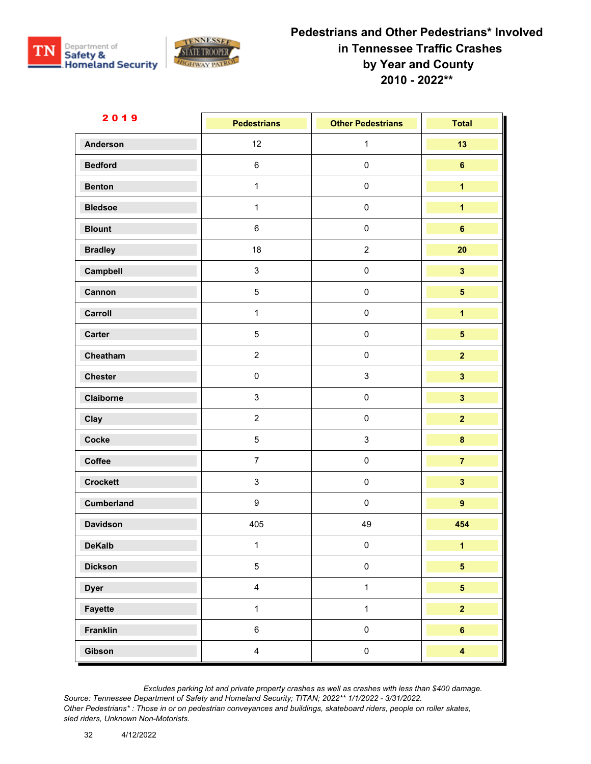# Pedestrians and Other Pedestrians* Involved in Tennessee Traffic Crashes by Year and County 2010 - 2022**

Department of Safety & Homeland Security

Tennessee State Trooper Highway Patrol

**2019**

| County | Pedestrians | Other Pedestrians | Total |
|---|---|---|---|
| Anderson | 12 | 1 | 13 |
| Bedford | 6 | 0 | 6 |
| Benton | 1 | 0 | 1 |
| Bledsoe | 1 | 0 | 1 |
| Blount | 6 | 0 | 6 |
| Bradley | 18 | 2 | 20 |
| Campbell | 3 | 0 | 3 |
| Cannon | 5 | 0 | 5 |
| Carroll | 1 | 0 | 1 |
| Carter | 5 | 0 | 5 |
| Cheatham | 2 | 0 | 2 |
| Chester | 0 | 3 | 3 |
| Claiborne | 3 | 0 | 3 |
| Clay | 2 | 0 | 2 |
| Cocke | 5 | 3 | 8 |
| Coffee | 7 | 0 | 7 |
| Crockett | 3 | 0 | 3 |
| Cumberland | 9 | 0 | 9 |
| Davidson | 405 | 49 | 454 |
| DeKalb | 1 | 0 | 1 |
| Dickson | 5 | 0 | 5 |
| Dyer | 4 | 1 | 5 |
| Fayette | 1 | 1 | 2 |
| Franklin | 6 | 0 | 6 |
| Gibson | 4 | 0 | 4 |

*Excludes parking lot and private property crashes as well as crashes with less than $400 damage.*
*Source: Tennessee Department of Safety and Homeland Security; TITAN; 2022** 1/1/2022 - 3/31/2022.*
*Other Pedestrians* : Those in or on pedestrian conveyances and buildings, skateboard riders, people on roller skates, sled riders, Unknown Non-Motorists.*

4/12/2022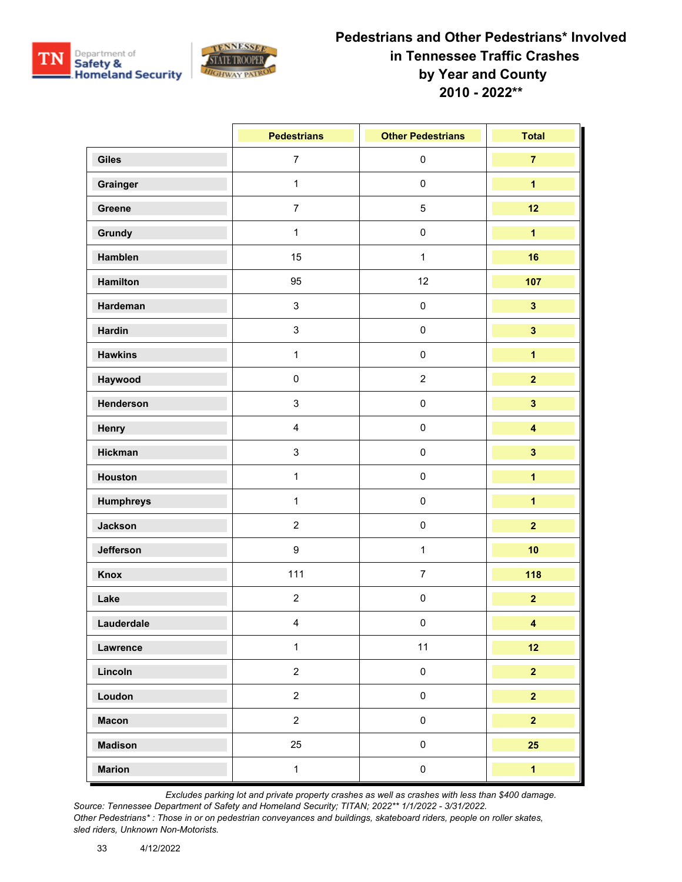# Pedestrians and Other Pedestrians* Involved in Tennessee Traffic Crashes by Year and County 2010 - 2022**

| | Pedestrians | Other Pedestrians | Total |
|---|---|---|---|
| Giles | 7 | 0 | 7 |
| Grainger | 1 | 0 | 1 |
| Greene | 7 | 5 | 12 |
| Grundy | 1 | 0 | 1 |
| Hamblen | 15 | 1 | 16 |
| Hamilton | 95 | 12 | 107 |
| Hardeman | 3 | 0 | 3 |
| Hardin | 3 | 0 | 3 |
| Hawkins | 1 | 0 | 1 |
| Haywood | 0 | 2 | 2 |
| Henderson | 3 | 0 | 3 |
| Henry | 4 | 0 | 4 |
| Hickman | 3 | 0 | 3 |
| Houston | 1 | 0 | 1 |
| Humphreys | 1 | 0 | 1 |
| Jackson | 2 | 0 | 2 |
| Jefferson | 9 | 1 | 10 |
| Knox | 111 | 7 | 118 |
| Lake | 2 | 0 | 2 |
| Lauderdale | 4 | 0 | 4 |
| Lawrence | 1 | 11 | 12 |
| Lincoln | 2 | 0 | 2 |
| Loudon | 2 | 0 | 2 |
| Macon | 2 | 0 | 2 |
| Madison | 25 | 0 | 25 |
| Marion | 1 | 0 | 1 |

*Excludes parking lot and private property crashes as well as crashes with less than $400 damage.*
*Source: Tennessee Department of Safety and Homeland Security; TITAN; 2022** 1/1/2022 - 3/31/2022.*
*Other Pedestrians* : Those in or on pedestrian conveyances and buildings, skateboard riders, people on roller skates, sled riders, Unknown Non-Motorists.*

4/12/2022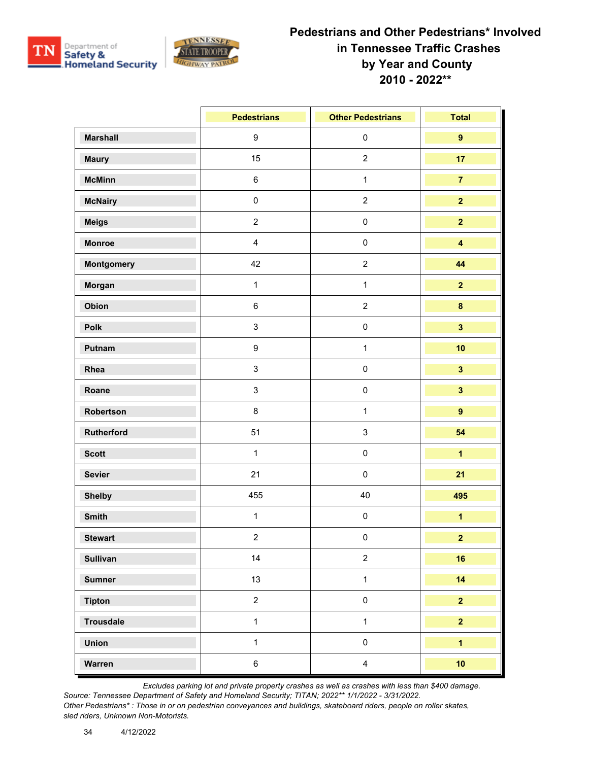# Pedestrians and Other Pedestrians* Involved in Tennessee Traffic Crashes by Year and County 2010 - 2022**

| | Pedestrians | Other Pedestrians | Total |
|---|---|---|---|
| **Marshall** | 9 | 0 | **9** |
| **Maury** | 15 | 2 | **17** |
| **McMinn** | 6 | 1 | **7** |
| **McNairy** | 0 | 2 | **2** |
| **Meigs** | 2 | 0 | **2** |
| **Monroe** | 4 | 0 | **4** |
| **Montgomery** | 42 | 2 | **44** |
| **Morgan** | 1 | 1 | **2** |
| **Obion** | 6 | 2 | **8** |
| **Polk** | 3 | 0 | **3** |
| **Putnam** | 9 | 1 | **10** |
| **Rhea** | 3 | 0 | **3** |
| **Roane** | 3 | 0 | **3** |
| **Robertson** | 8 | 1 | **9** |
| **Rutherford** | 51 | 3 | **54** |
| **Scott** | 1 | 0 | **1** |
| **Sevier** | 21 | 0 | **21** |
| **Shelby** | 455 | 40 | **495** |
| **Smith** | 1 | 0 | **1** |
| **Stewart** | 2 | 0 | **2** |
| **Sullivan** | 14 | 2 | **16** |
| **Sumner** | 13 | 1 | **14** |
| **Tipton** | 2 | 0 | **2** |
| **Trousdale** | 1 | 1 | **2** |
| **Union** | 1 | 0 | **1** |
| **Warren** | 6 | 4 | **10** |

*Excludes parking lot and private property crashes as well as crashes with less than $400 damage.*

*Source: Tennessee Department of Safety and Homeland Security; TITAN; 2022** 1/1/2022 - 3/31/2022.*

*Other Pedestrians* : Those in or on pedestrian conveyances and buildings, skateboard riders, people on roller skates, sled riders, Unknown Non-Motorists.*

4/12/2022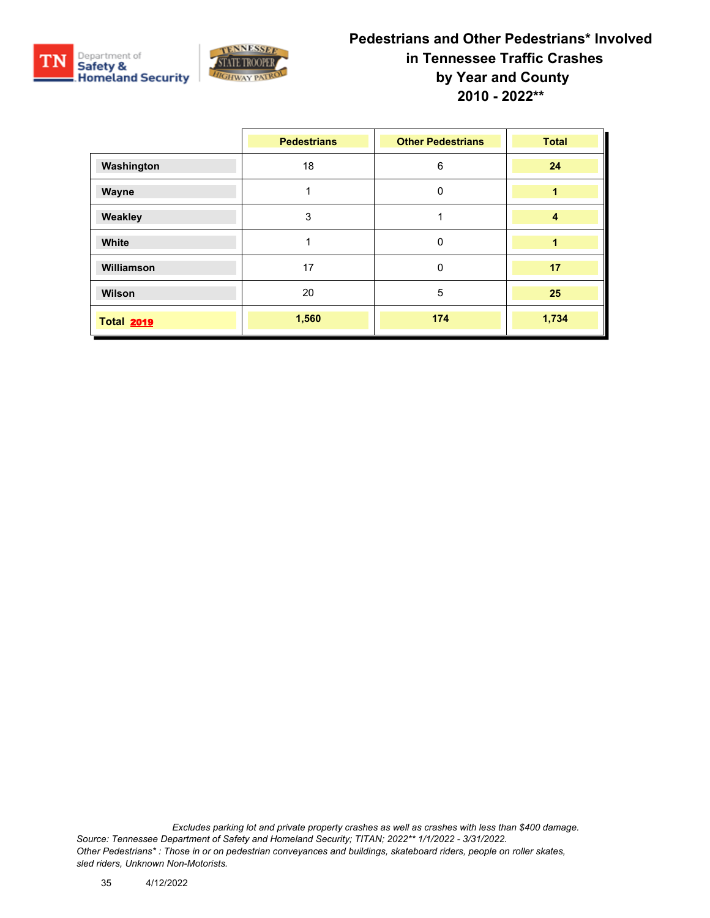# Pedestrians and Other Pedestrians* Involved in Tennessee Traffic Crashes by Year and County 2010 - 2022**

| | Pedestrians | Other Pedestrians | Total |
|---|---|---|---|
| **Washington** | 18 | 6 | **24** |
| **Wayne** | 1 | 0 | **1** |
| **Weakley** | 3 | 1 | **4** |
| **White** | 1 | 0 | **1** |
| **Williamson** | 17 | 0 | **17** |
| **Wilson** | 20 | 5 | **25** |
| **Total 2019** | **1,560** | **174** | **1,734** |

*Excludes parking lot and private property crashes as well as crashes with less than $400 damage.*
*Source: Tennessee Department of Safety and Homeland Security; TITAN; 2022** 1/1/2022 - 3/31/2022.*
*Other Pedestrians* : Those in or on pedestrian conveyances and buildings, skateboard riders, people on roller skates, sled riders, Unknown Non-Motorists.*

4/12/2022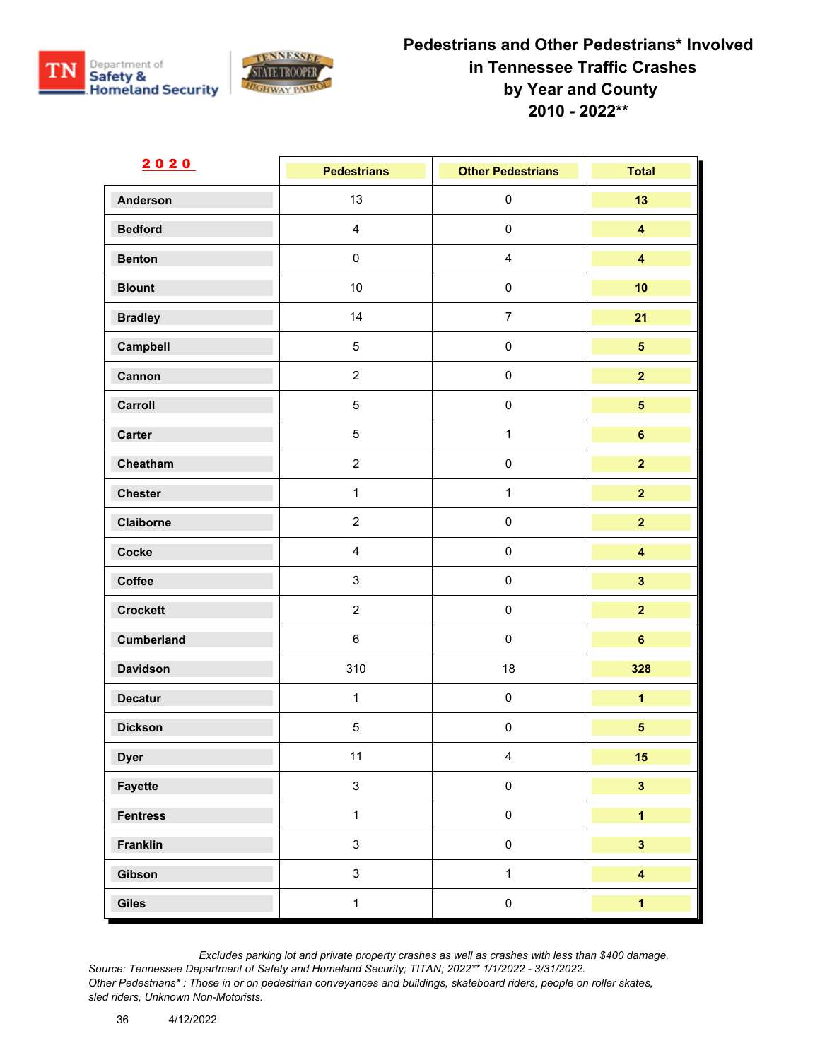# Pedestrians and Other Pedestrians* Involved in Tennessee Traffic Crashes by Year and County 2010 - 2022**

| 2020 | Pedestrians | Other Pedestrians | Total |
|---|---|---|---|
| Anderson | 13 | 0 | 13 |
| Bedford | 4 | 0 | 4 |
| Benton | 0 | 4 | 4 |
| Blount | 10 | 0 | 10 |
| Bradley | 14 | 7 | 21 |
| Campbell | 5 | 0 | 5 |
| Cannon | 2 | 0 | 2 |
| Carroll | 5 | 0 | 5 |
| Carter | 5 | 1 | 6 |
| Cheatham | 2 | 0 | 2 |
| Chester | 1 | 1 | 2 |
| Claiborne | 2 | 0 | 2 |
| Cocke | 4 | 0 | 4 |
| Coffee | 3 | 0 | 3 |
| Crockett | 2 | 0 | 2 |
| Cumberland | 6 | 0 | 6 |
| Davidson | 310 | 18 | 328 |
| Decatur | 1 | 0 | 1 |
| Dickson | 5 | 0 | 5 |
| Dyer | 11 | 4 | 15 |
| Fayette | 3 | 0 | 3 |
| Fentress | 1 | 0 | 1 |
| Franklin | 3 | 0 | 3 |
| Gibson | 3 | 1 | 4 |
| Giles | 1 | 0 | 1 |

*Excludes parking lot and private property crashes as well as crashes with less than $400 damage.*
*Source: Tennessee Department of Safety and Homeland Security; TITAN; 2022** 1/1/2022 - 3/31/2022.*
*Other Pedestrians* : Those in or on pedestrian conveyances and buildings, skateboard riders, people on roller skates, sled riders, Unknown Non-Motorists.*

4/12/2022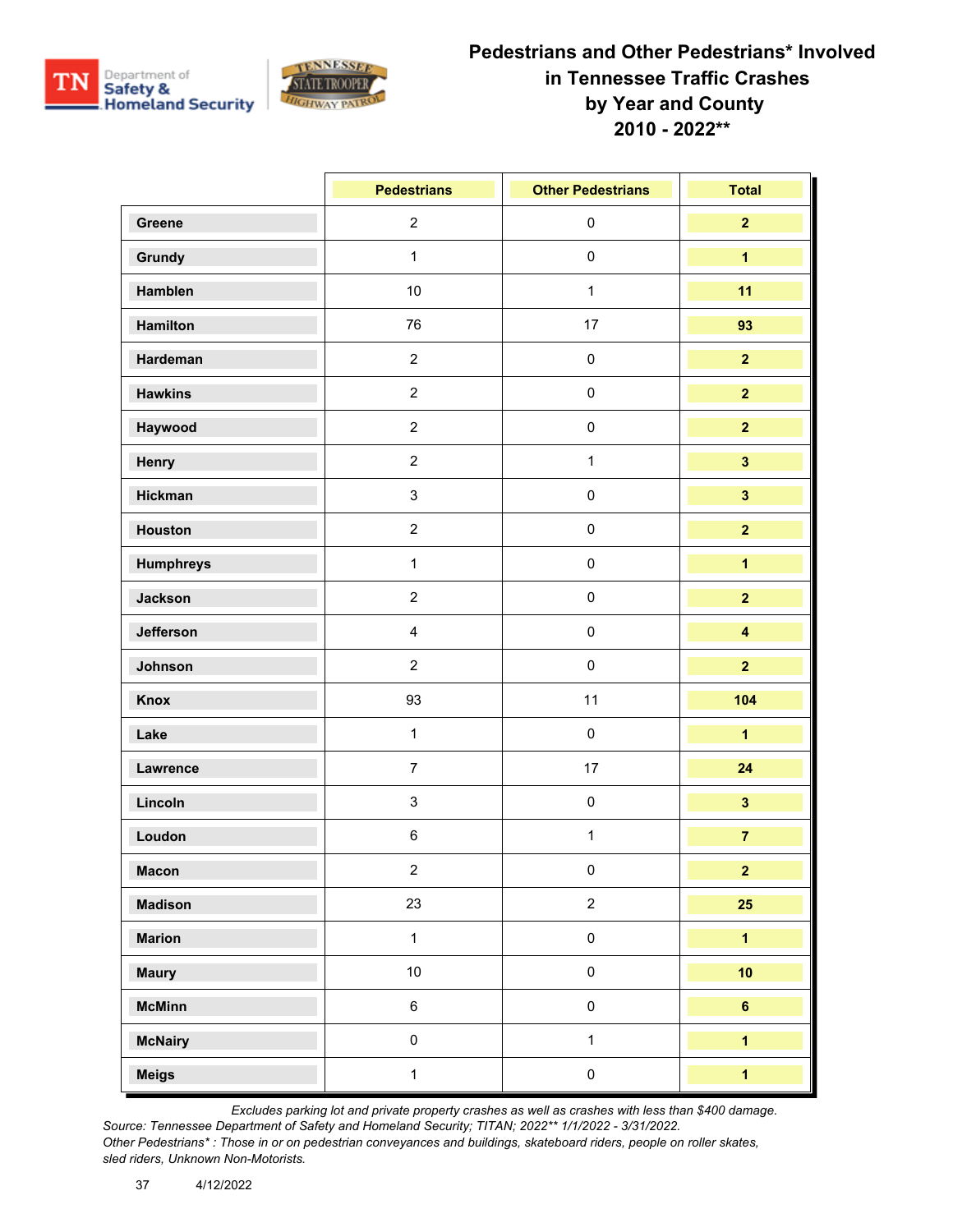# Pedestrians and Other Pedestrians* Involved in Tennessee Traffic Crashes by Year and County 2010 - 2022**

| | Pedestrians | Other Pedestrians | Total |
|---|---|---|---|
| Greene | 2 | 0 | **2** |
| Grundy | 1 | 0 | **1** |
| Hamblen | 10 | 1 | **11** |
| Hamilton | 76 | 17 | **93** |
| Hardeman | 2 | 0 | **2** |
| Hawkins | 2 | 0 | **2** |
| Haywood | 2 | 0 | **2** |
| Henry | 2 | 1 | **3** |
| Hickman | 3 | 0 | **3** |
| Houston | 2 | 0 | **2** |
| Humphreys | 1 | 0 | **1** |
| Jackson | 2 | 0 | **2** |
| Jefferson | 4 | 0 | **4** |
| Johnson | 2 | 0 | **2** |
| Knox | 93 | 11 | **104** |
| Lake | 1 | 0 | **1** |
| Lawrence | 7 | 17 | **24** |
| Lincoln | 3 | 0 | **3** |
| Loudon | 6 | 1 | **7** |
| Macon | 2 | 0 | **2** |
| Madison | 23 | 2 | **25** |
| Marion | 1 | 0 | **1** |
| Maury | 10 | 0 | **10** |
| McMinn | 6 | 0 | **6** |
| McNairy | 0 | 1 | **1** |
| Meigs | 1 | 0 | **1** |

*Excludes parking lot and private property crashes as well as crashes with less than $400 damage.*
*Source: Tennessee Department of Safety and Homeland Security; TITAN; 2022** 1/1/2022 - 3/31/2022.*
*Other Pedestrians* : Those in or on pedestrian conveyances and buildings, skateboard riders, people on roller skates, sled riders, Unknown Non-Motorists.*

4/12/2022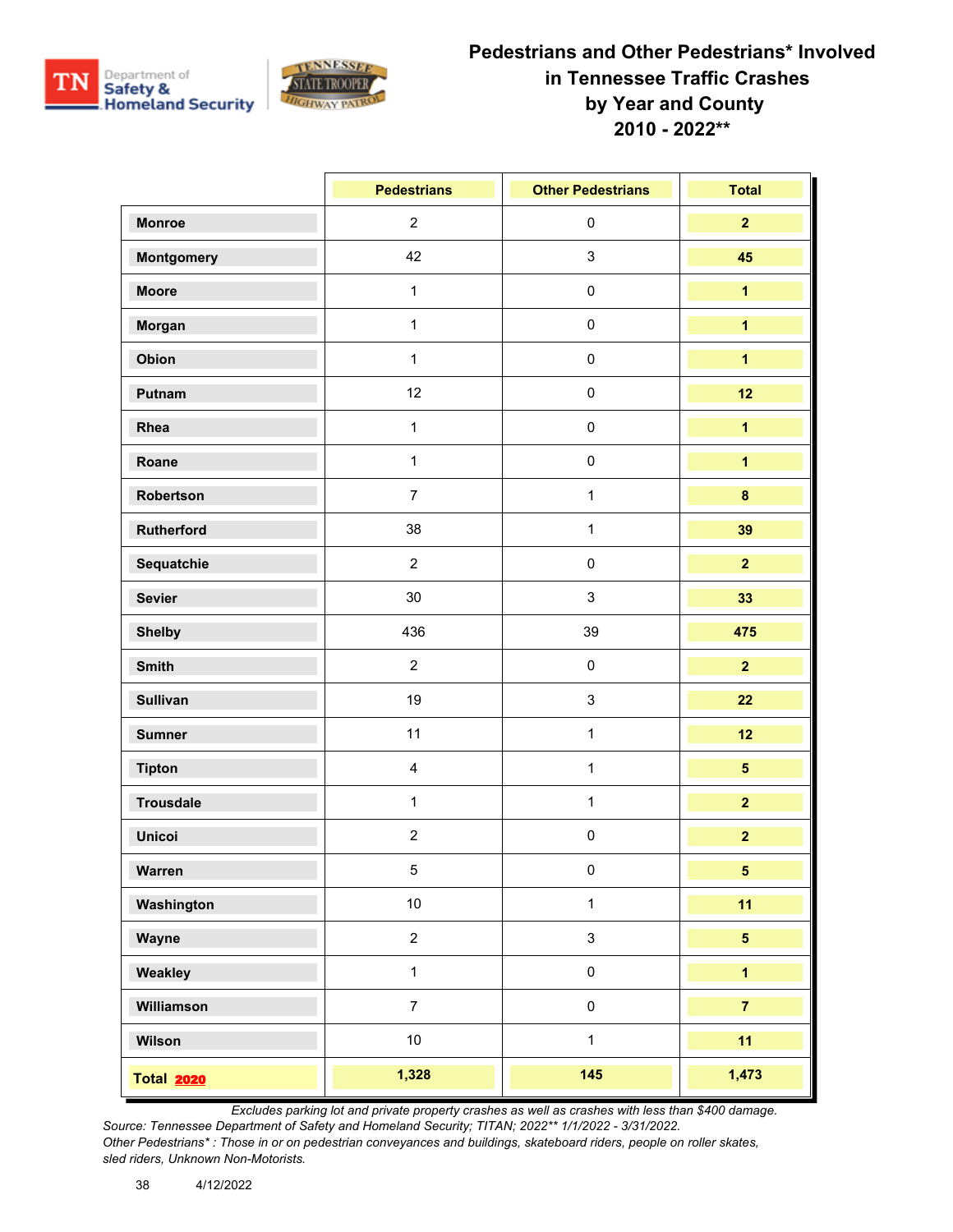# Pedestrians and Other Pedestrians* Involved in Tennessee Traffic Crashes by Year and County 2010 - 2022**

| | Pedestrians | Other Pedestrians | Total |
|---|---|---|---|
| Monroe | 2 | 0 | 2 |
| Montgomery | 42 | 3 | 45 |
| Moore | 1 | 0 | 1 |
| Morgan | 1 | 0 | 1 |
| Obion | 1 | 0 | 1 |
| Putnam | 12 | 0 | 12 |
| Rhea | 1 | 0 | 1 |
| Roane | 1 | 0 | 1 |
| Robertson | 7 | 1 | 8 |
| Rutherford | 38 | 1 | 39 |
| Sequatchie | 2 | 0 | 2 |
| Sevier | 30 | 3 | 33 |
| Shelby | 436 | 39 | 475 |
| Smith | 2 | 0 | 2 |
| Sullivan | 19 | 3 | 22 |
| Sumner | 11 | 1 | 12 |
| Tipton | 4 | 1 | 5 |
| Trousdale | 1 | 1 | 2 |
| Unicoi | 2 | 0 | 2 |
| Warren | 5 | 0 | 5 |
| Washington | 10 | 1 | 11 |
| Wayne | 2 | 3 | 5 |
| Weakley | 1 | 0 | 1 |
| Williamson | 7 | 0 | 7 |
| Wilson | 10 | 1 | 11 |
| **Total 2020** | **1,328** | **145** | **1,473** |

*Excludes parking lot and private property crashes as well as crashes with less than $400 damage.*

*Source: Tennessee Department of Safety and Homeland Security; TITAN; 2022** 1/1/2022 - 3/31/2022.*

*Other Pedestrians* : Those in or on pedestrian conveyances and buildings, skateboard riders, people on roller skates, sled riders, Unknown Non-Motorists.*

4/12/2022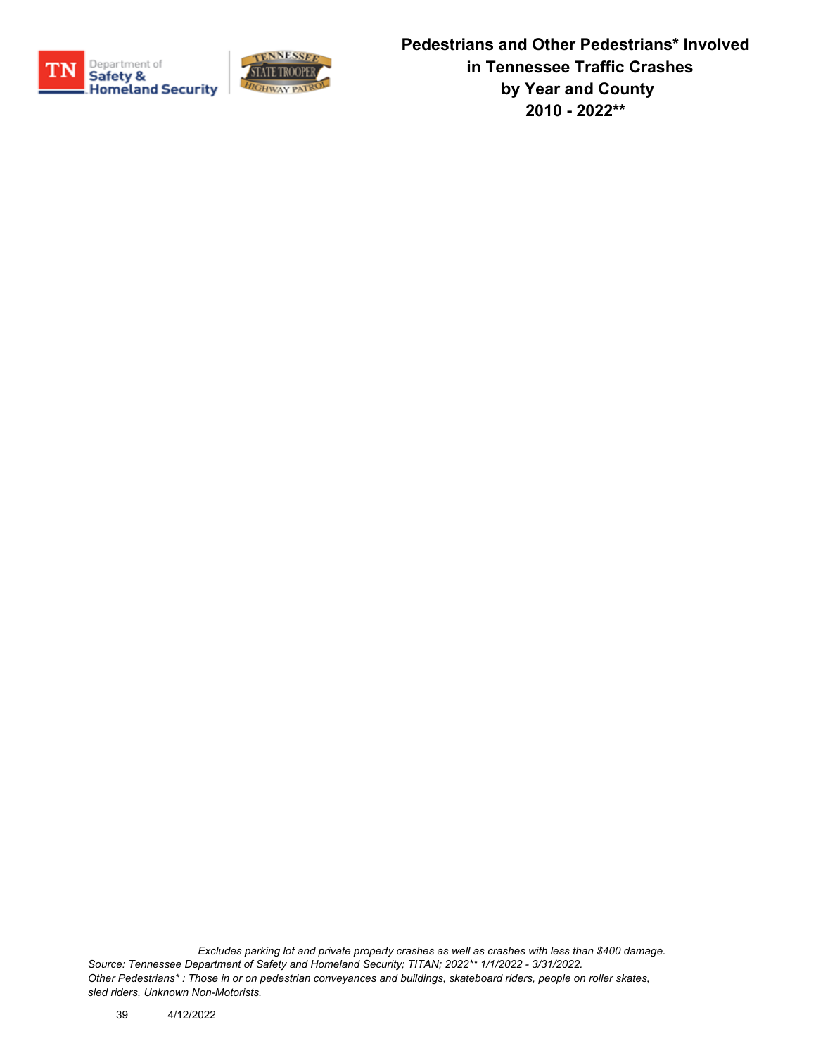# Pedestrians and Other Pedestrians* Involved in Tennessee Traffic Crashes by Year and County 2010 - 2022**

*Excludes parking lot and private property crashes as well as crashes with less than $400 damage.*
*Source: Tennessee Department of Safety and Homeland Security; TITAN; 2022** 1/1/2022 - 3/31/2022.*
*Other Pedestrians* : Those in or on pedestrian conveyances and buildings, skateboard riders, people on roller skates, sled riders, Unknown Non-Motorists.*

4/12/2022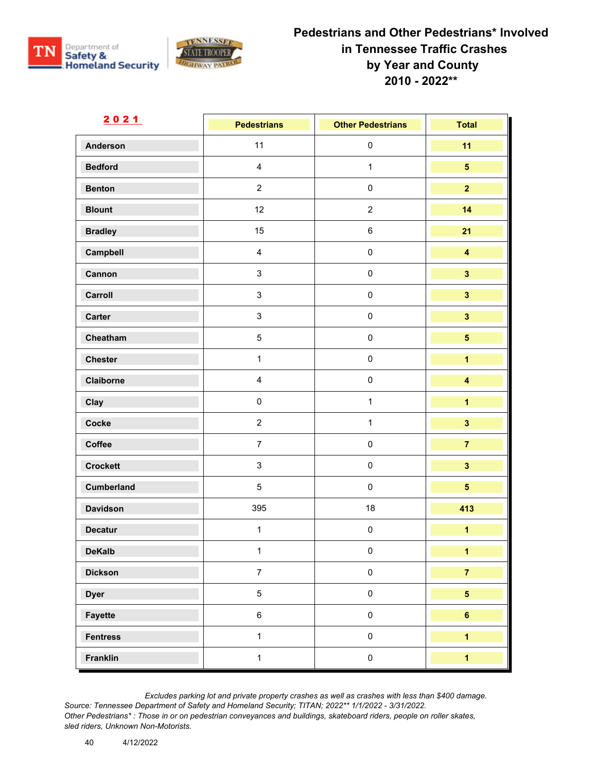# Pedestrians and Other Pedestrians* Involved in Tennessee Traffic Crashes by Year and County 2010 - 2022**

| 2021 | Pedestrians | Other Pedestrians | Total |
|---|---|---|---|
| Anderson | 11 | 0 | 11 |
| Bedford | 4 | 1 | 5 |
| Benton | 2 | 0 | 2 |
| Blount | 12 | 2 | 14 |
| Bradley | 15 | 6 | 21 |
| Campbell | 4 | 0 | 4 |
| Cannon | 3 | 0 | 3 |
| Carroll | 3 | 0 | 3 |
| Carter | 3 | 0 | 3 |
| Cheatham | 5 | 0 | 5 |
| Chester | 1 | 0 | 1 |
| Claiborne | 4 | 0 | 4 |
| Clay | 0 | 1 | 1 |
| Cocke | 2 | 1 | 3 |
| Coffee | 7 | 0 | 7 |
| Crockett | 3 | 0 | 3 |
| Cumberland | 5 | 0 | 5 |
| Davidson | 395 | 18 | 413 |
| Decatur | 1 | 0 | 1 |
| DeKalb | 1 | 0 | 1 |
| Dickson | 7 | 0 | 7 |
| Dyer | 5 | 0 | 5 |
| Fayette | 6 | 0 | 6 |
| Fentress | 1 | 0 | 1 |
| Franklin | 1 | 0 | 1 |

*Excludes parking lot and private property crashes as well as crashes with less than $400 damage.*
*Source: Tennessee Department of Safety and Homeland Security; TITAN; 2022** 1/1/2022 - 3/31/2022.*
*Other Pedestrians* : Those in or on pedestrian conveyances and buildings, skateboard riders, people on roller skates, sled riders, Unknown Non-Motorists.*

4/12/2022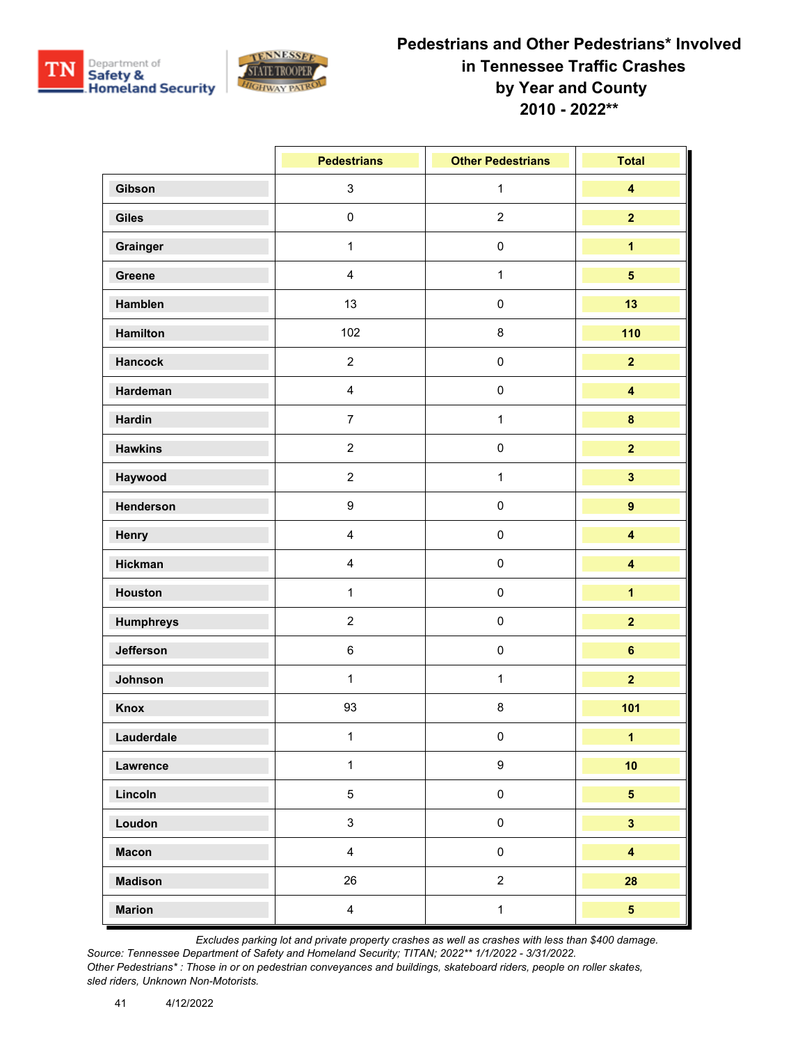# Pedestrians and Other Pedestrians* Involved in Tennessee Traffic Crashes by Year and County 2010 - 2022**

| | Pedestrians | Other Pedestrians | Total |
|---|---|---|---|
| Gibson | 3 | 1 | 4 |
| Giles | 0 | 2 | 2 |
| Grainger | 1 | 0 | 1 |
| Greene | 4 | 1 | 5 |
| Hamblen | 13 | 0 | 13 |
| Hamilton | 102 | 8 | 110 |
| Hancock | 2 | 0 | 2 |
| Hardeman | 4 | 0 | 4 |
| Hardin | 7 | 1 | 8 |
| Hawkins | 2 | 0 | 2 |
| Haywood | 2 | 1 | 3 |
| Henderson | 9 | 0 | 9 |
| Henry | 4 | 0 | 4 |
| Hickman | 4 | 0 | 4 |
| Houston | 1 | 0 | 1 |
| Humphreys | 2 | 0 | 2 |
| Jefferson | 6 | 0 | 6 |
| Johnson | 1 | 1 | 2 |
| Knox | 93 | 8 | 101 |
| Lauderdale | 1 | 0 | 1 |
| Lawrence | 1 | 9 | 10 |
| Lincoln | 5 | 0 | 5 |
| Loudon | 3 | 0 | 3 |
| Macon | 4 | 0 | 4 |
| Madison | 26 | 2 | 28 |
| Marion | 4 | 1 | 5 |

*Excludes parking lot and private property crashes as well as crashes with less than $400 damage.*
*Source: Tennessee Department of Safety and Homeland Security; TITAN; 2022** 1/1/2022 - 3/31/2022.*
*Other Pedestrians* : Those in or on pedestrian conveyances and buildings, skateboard riders, people on roller skates, sled riders, Unknown Non-Motorists.*

4/12/2022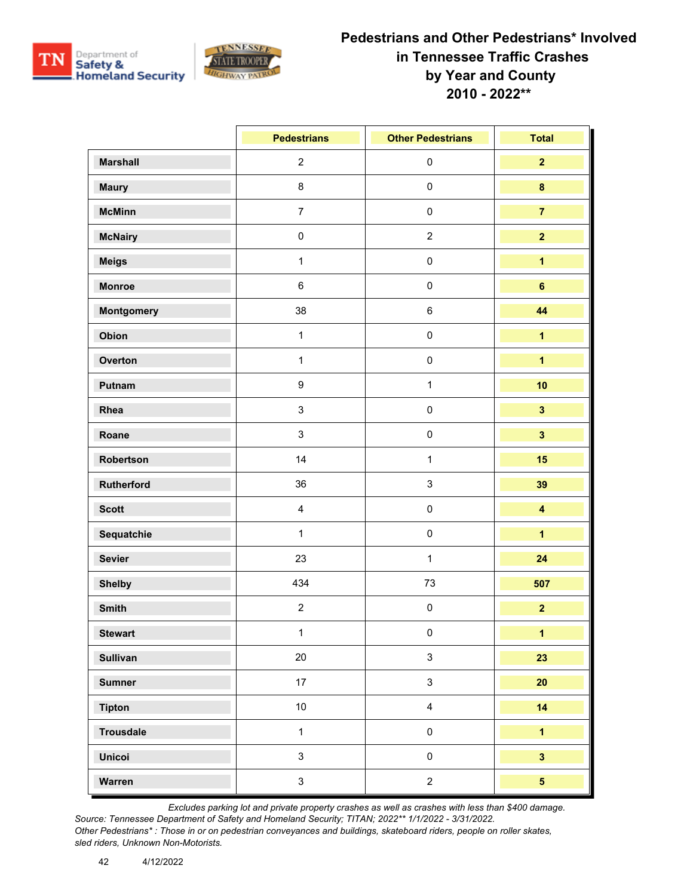# Pedestrians and Other Pedestrians* Involved in Tennessee Traffic Crashes by Year and County 2010 - 2022**

| | Pedestrians | Other Pedestrians | Total |
|---|---|---|---|
| **Marshall** | 2 | 0 | **2** |
| **Maury** | 8 | 0 | **8** |
| **McMinn** | 7 | 0 | **7** |
| **McNairy** | 0 | 2 | **2** |
| **Meigs** | 1 | 0 | **1** |
| **Monroe** | 6 | 0 | **6** |
| **Montgomery** | 38 | 6 | **44** |
| **Obion** | 1 | 0 | **1** |
| **Overton** | 1 | 0 | **1** |
| **Putnam** | 9 | 1 | **10** |
| **Rhea** | 3 | 0 | **3** |
| **Roane** | 3 | 0 | **3** |
| **Robertson** | 14 | 1 | **15** |
| **Rutherford** | 36 | 3 | **39** |
| **Scott** | 4 | 0 | **4** |
| **Sequatchie** | 1 | 0 | **1** |
| **Sevier** | 23 | 1 | **24** |
| **Shelby** | 434 | 73 | **507** |
| **Smith** | 2 | 0 | **2** |
| **Stewart** | 1 | 0 | **1** |
| **Sullivan** | 20 | 3 | **23** |
| **Sumner** | 17 | 3 | **20** |
| **Tipton** | 10 | 4 | **14** |
| **Trousdale** | 1 | 0 | **1** |
| **Unicoi** | 3 | 0 | **3** |
| **Warren** | 3 | 2 | **5** |

*Excludes parking lot and private property crashes as well as crashes with less than $400 damage.*

*Source: Tennessee Department of Safety and Homeland Security; TITAN; 2022** 1/1/2022 - 3/31/2022.*

*Other Pedestrians* : Those in or on pedestrian conveyances and buildings, skateboard riders, people on roller skates, sled riders, Unknown Non-Motorists.*

4/12/2022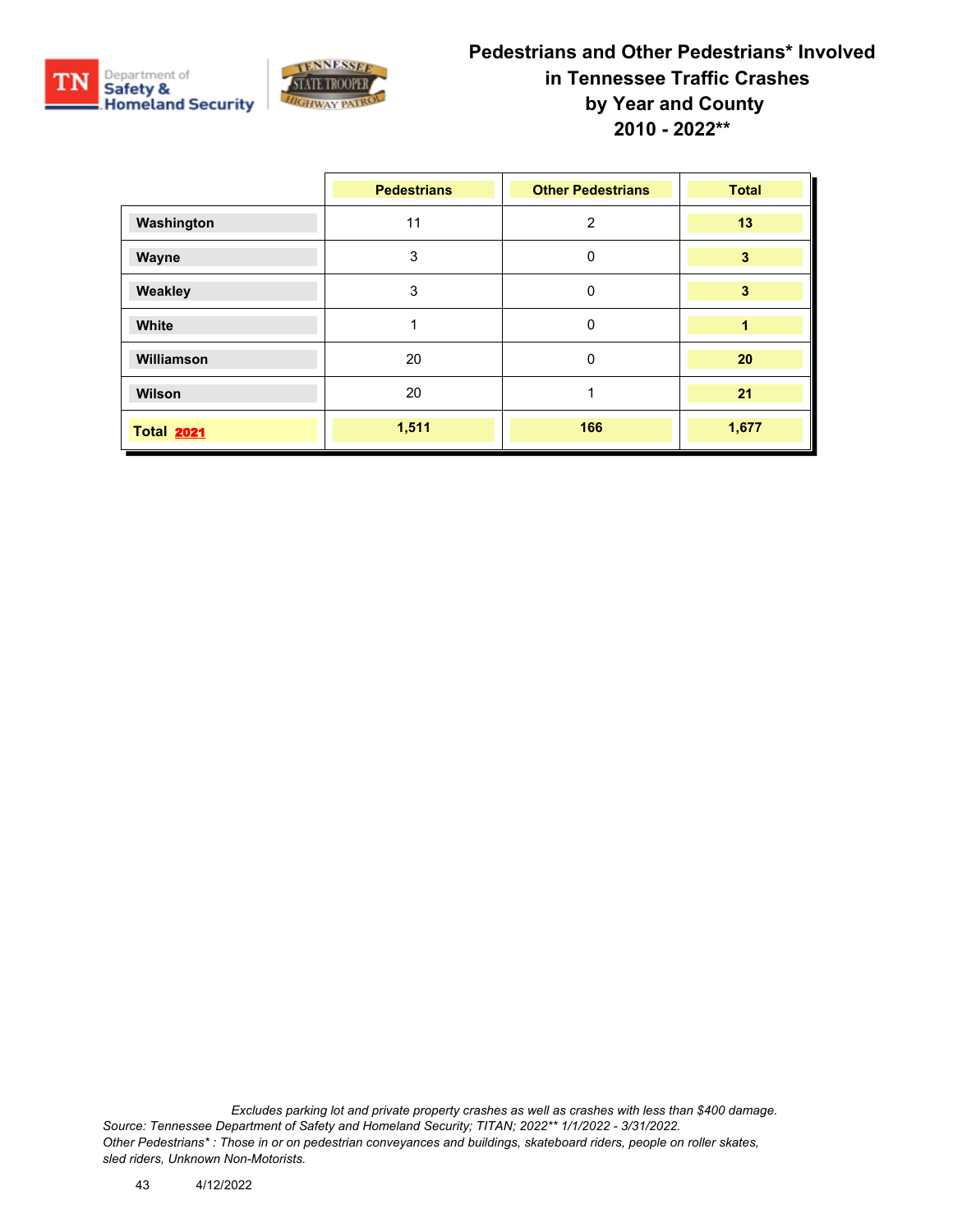# Pedestrians and Other Pedestrians* Involved in Tennessee Traffic Crashes by Year and County 2010 - 2022**

| | Pedestrians | Other Pedestrians | Total |
|---|---|---|---|
| **Washington** | 11 | 2 | **13** |
| **Wayne** | 3 | 0 | **3** |
| **Weakley** | 3 | 0 | **3** |
| **White** | 1 | 0 | **1** |
| **Williamson** | 20 | 0 | **20** |
| **Wilson** | 20 | 1 | **21** |
| **Total 2021** | **1,511** | **166** | **1,677** |

*Excludes parking lot and private property crashes as well as crashes with less than $400 damage.*
*Source: Tennessee Department of Safety and Homeland Security; TITAN; 2022** 1/1/2022 - 3/31/2022.*
*Other Pedestrians* : Those in or on pedestrian conveyances and buildings, skateboard riders, people on roller skates, sled riders, Unknown Non-Motorists.*

4/12/2022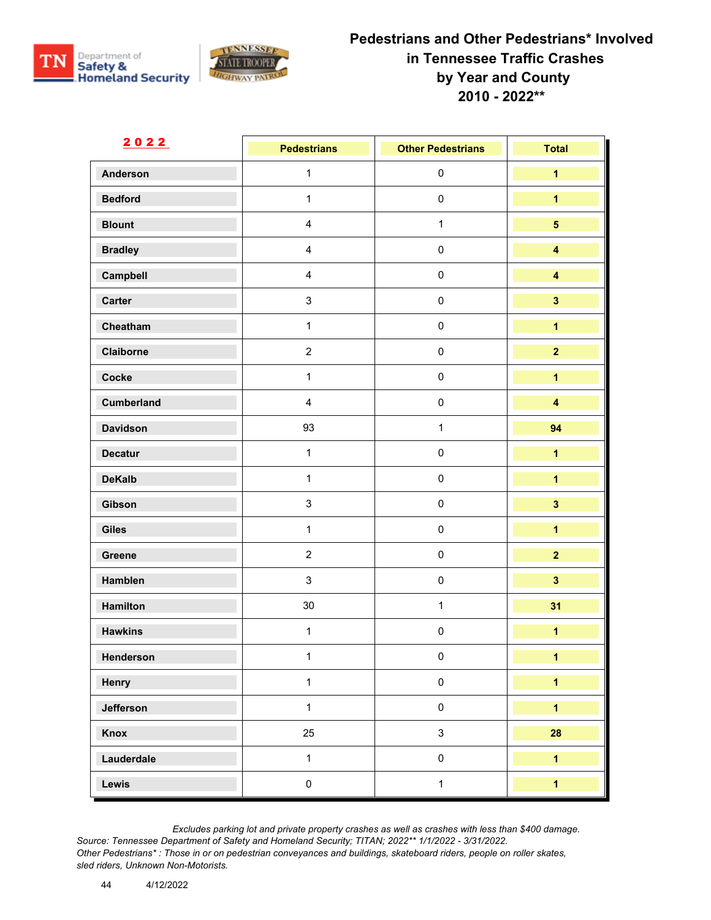# Pedestrians and Other Pedestrians* Involved in Tennessee Traffic Crashes by Year and County 2010 - 2022**

**2022**

| | Pedestrians | Other Pedestrians | Total |
|---|---|---|---|
| Anderson | 1 | 0 | 1 |
| Bedford | 1 | 0 | 1 |
| Blount | 4 | 1 | 5 |
| Bradley | 4 | 0 | 4 |
| Campbell | 4 | 0 | 4 |
| Carter | 3 | 0 | 3 |
| Cheatham | 1 | 0 | 1 |
| Claiborne | 2 | 0 | 2 |
| Cocke | 1 | 0 | 1 |
| Cumberland | 4 | 0 | 4 |
| Davidson | 93 | 1 | 94 |
| Decatur | 1 | 0 | 1 |
| DeKalb | 1 | 0 | 1 |
| Gibson | 3 | 0 | 3 |
| Giles | 1 | 0 | 1 |
| Greene | 2 | 0 | 2 |
| Hamblen | 3 | 0 | 3 |
| Hamilton | 30 | 1 | 31 |
| Hawkins | 1 | 0 | 1 |
| Henderson | 1 | 0 | 1 |
| Henry | 1 | 0 | 1 |
| Jefferson | 1 | 0 | 1 |
| Knox | 25 | 3 | 28 |
| Lauderdale | 1 | 0 | 1 |
| Lewis | 0 | 1 | 1 |

*Excludes parking lot and private property crashes as well as crashes with less than $400 damage.*
*Source: Tennessee Department of Safety and Homeland Security; TITAN; 2022** 1/1/2022 - 3/31/2022.*
*Other Pedestrians* : Those in or on pedestrian conveyances and buildings, skateboard riders, people on roller skates, sled riders, Unknown Non-Motorists.*

4/12/2022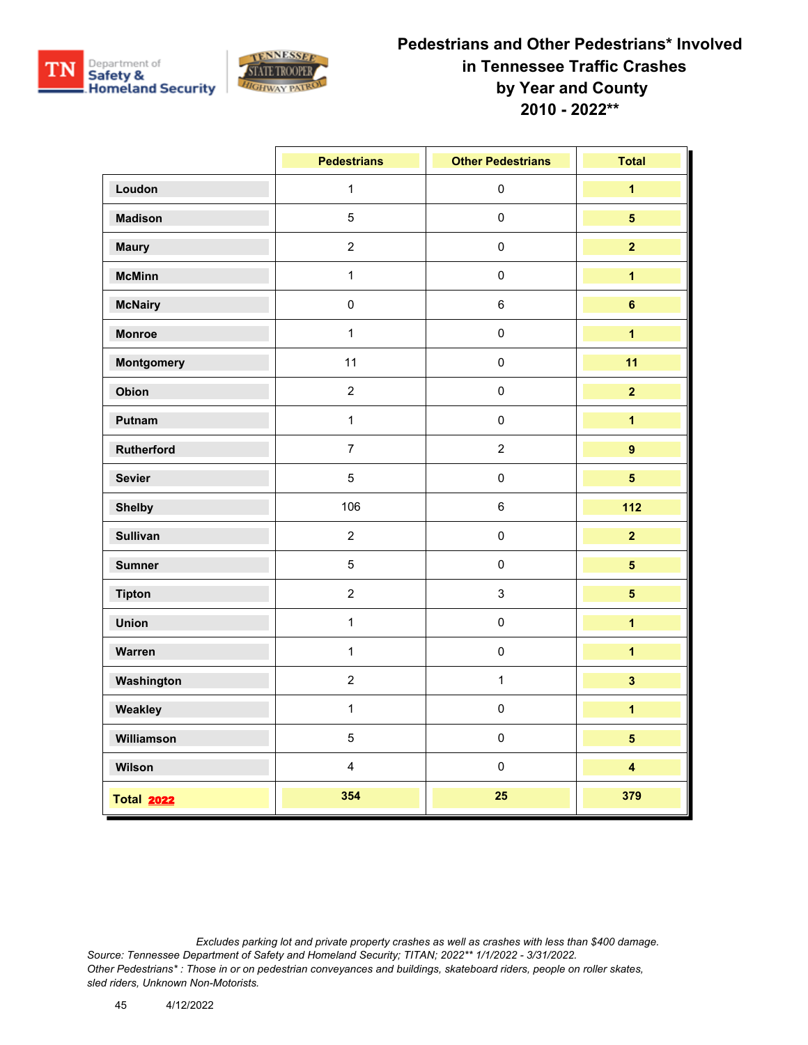# Pedestrians and Other Pedestrians* Involved in Tennessee Traffic Crashes by Year and County 2010 - 2022**

| | Pedestrians | Other Pedestrians | Total |
|---|---|---|---|
| Loudon | 1 | 0 | **1** |
| Madison | 5 | 0 | **5** |
| Maury | 2 | 0 | **2** |
| McMinn | 1 | 0 | **1** |
| McNairy | 0 | 6 | **6** |
| Monroe | 1 | 0 | **1** |
| Montgomery | 11 | 0 | **11** |
| Obion | 2 | 0 | **2** |
| Putnam | 1 | 0 | **1** |
| Rutherford | 7 | 2 | **9** |
| Sevier | 5 | 0 | **5** |
| Shelby | 106 | 6 | **112** |
| Sullivan | 2 | 0 | **2** |
| Sumner | 5 | 0 | **5** |
| Tipton | 2 | 3 | **5** |
| Union | 1 | 0 | **1** |
| Warren | 1 | 0 | **1** |
| Washington | 2 | 1 | **3** |
| Weakley | 1 | 0 | **1** |
| Williamson | 5 | 0 | **5** |
| Wilson | 4 | 0 | **4** |
| **Total 2022** | **354** | **25** | **379** |

*Excludes parking lot and private property crashes as well as crashes with less than $400 damage.*
*Source: Tennessee Department of Safety and Homeland Security; TITAN; 2022** 1/1/2022 - 3/31/2022.*
*Other Pedestrians* : Those in or on pedestrian conveyances and buildings, skateboard riders, people on roller skates, sled riders, Unknown Non-Motorists.*

4/12/2022